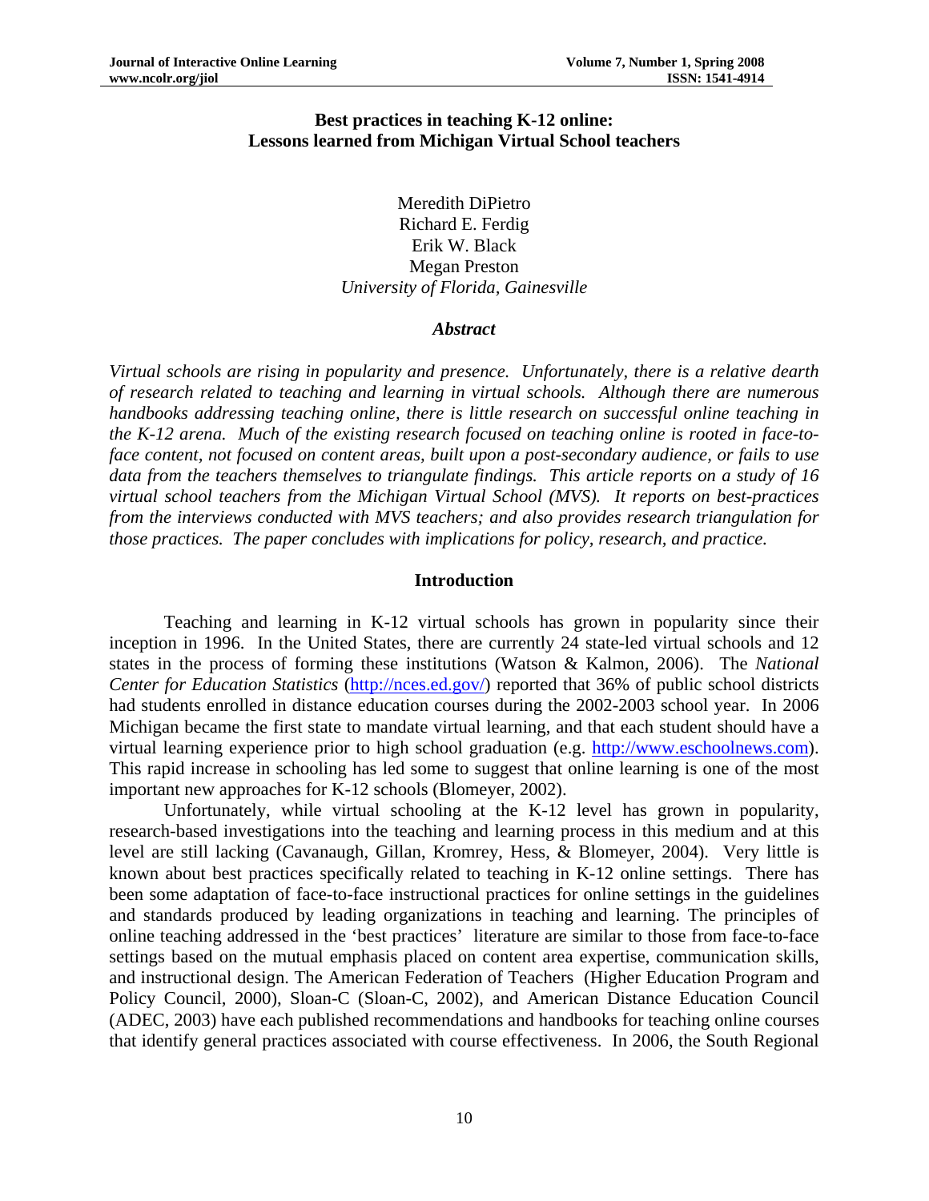# Best practices in teaching K-12 online: Lessons learned from Michigan Virtual School teachers

Meredith DiPietro
Richard E. Ferdig
Erik W. Black
Megan Preston
*University of Florida, Gainesville*

### *Abstract*

*Virtual schools are rising in popularity and presence. Unfortunately, there is a relative dearth of research related to teaching and learning in virtual schools. Although there are numerous handbooks addressing teaching online, there is little research on successful online teaching in the K-12 arena. Much of the existing research focused on teaching online is rooted in face-to-face content, not focused on content areas, built upon a post-secondary audience, or fails to use data from the teachers themselves to triangulate findings. This article reports on a study of 16 virtual school teachers from the Michigan Virtual School (MVS). It reports on best-practices from the interviews conducted with MVS teachers; and also provides research triangulation for those practices. The paper concludes with implications for policy, research, and practice.*

## Introduction

Teaching and learning in K-12 virtual schools has grown in popularity since their inception in 1996. In the United States, there are currently 24 state-led virtual schools and 12 states in the process of forming these institutions (Watson & Kalmon, 2006). The *National Center for Education Statistics* (http://nces.ed.gov/) reported that 36% of public school districts had students enrolled in distance education courses during the 2002-2003 school year. In 2006 Michigan became the first state to mandate virtual learning, and that each student should have a virtual learning experience prior to high school graduation (e.g. http://www.eschoolnews.com). This rapid increase in schooling has led some to suggest that online learning is one of the most important new approaches for K-12 schools (Blomeyer, 2002).

Unfortunately, while virtual schooling at the K-12 level has grown in popularity, research-based investigations into the teaching and learning process in this medium and at this level are still lacking (Cavanaugh, Gillan, Kromrey, Hess, & Blomeyer, 2004). Very little is known about best practices specifically related to teaching in K-12 online settings. There has been some adaptation of face-to-face instructional practices for online settings in the guidelines and standards produced by leading organizations in teaching and learning. The principles of online teaching addressed in the 'best practices' literature are similar to those from face-to-face settings based on the mutual emphasis placed on content area expertise, communication skills, and instructional design. The American Federation of Teachers (Higher Education Program and Policy Council, 2000), Sloan-C (Sloan-C, 2002), and American Distance Education Council (ADEC, 2003) have each published recommendations and handbooks for teaching online courses that identify general practices associated with course effectiveness. In 2006, the South Regional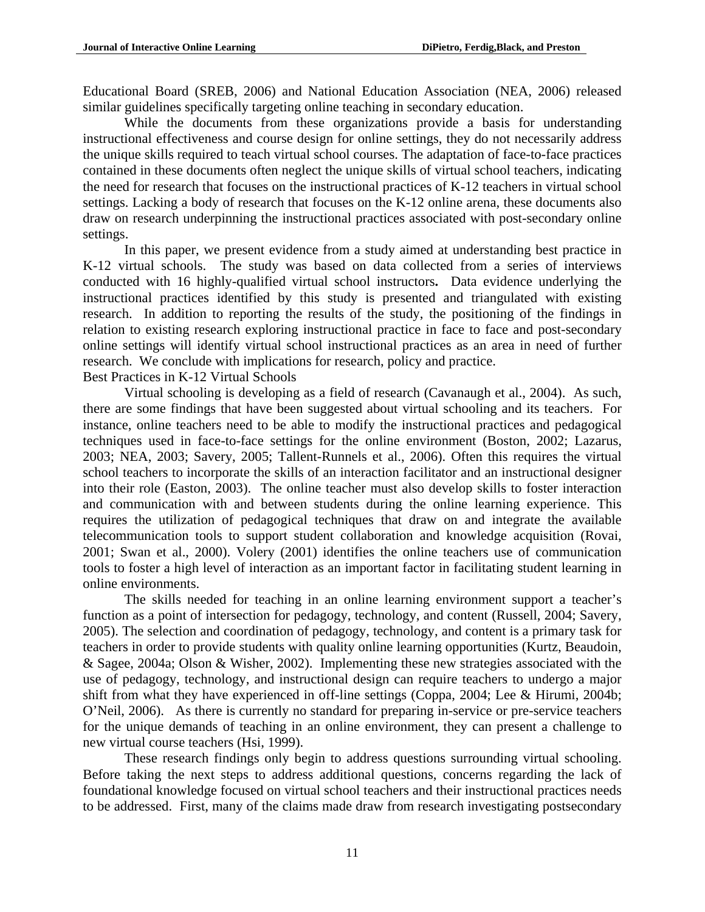Educational Board (SREB, 2006) and National Education Association (NEA, 2006) released similar guidelines specifically targeting online teaching in secondary education.

While the documents from these organizations provide a basis for understanding instructional effectiveness and course design for online settings, they do not necessarily address the unique skills required to teach virtual school courses. The adaptation of face-to-face practices contained in these documents often neglect the unique skills of virtual school teachers, indicating the need for research that focuses on the instructional practices of K-12 teachers in virtual school settings. Lacking a body of research that focuses on the K-12 online arena, these documents also draw on research underpinning the instructional practices associated with post-secondary online settings.

In this paper, we present evidence from a study aimed at understanding best practice in K-12 virtual schools. The study was based on data collected from a series of interviews conducted with 16 highly-qualified virtual school instructors**.** Data evidence underlying the instructional practices identified by this study is presented and triangulated with existing research. In addition to reporting the results of the study, the positioning of the findings in relation to existing research exploring instructional practice in face to face and post-secondary online settings will identify virtual school instructional practices as an area in need of further research. We conclude with implications for research, policy and practice.

## Best Practices in K-12 Virtual Schools

Virtual schooling is developing as a field of research (Cavanaugh et al., 2004). As such, there are some findings that have been suggested about virtual schooling and its teachers. For instance, online teachers need to be able to modify the instructional practices and pedagogical techniques used in face-to-face settings for the online environment (Boston, 2002; Lazarus, 2003; NEA, 2003; Savery, 2005; Tallent-Runnels et al., 2006). Often this requires the virtual school teachers to incorporate the skills of an interaction facilitator and an instructional designer into their role (Easton, 2003). The online teacher must also develop skills to foster interaction and communication with and between students during the online learning experience. This requires the utilization of pedagogical techniques that draw on and integrate the available telecommunication tools to support student collaboration and knowledge acquisition (Rovai, 2001; Swan et al., 2000). Volery (2001) identifies the online teachers use of communication tools to foster a high level of interaction as an important factor in facilitating student learning in online environments.

The skills needed for teaching in an online learning environment support a teacher's function as a point of intersection for pedagogy, technology, and content (Russell, 2004; Savery, 2005). The selection and coordination of pedagogy, technology, and content is a primary task for teachers in order to provide students with quality online learning opportunities (Kurtz, Beaudoin, & Sagee, 2004a; Olson & Wisher, 2002). Implementing these new strategies associated with the use of pedagogy, technology, and instructional design can require teachers to undergo a major shift from what they have experienced in off-line settings (Coppa, 2004; Lee & Hirumi, 2004b; O'Neil, 2006). As there is currently no standard for preparing in-service or pre-service teachers for the unique demands of teaching in an online environment, they can present a challenge to new virtual course teachers (Hsi, 1999).

These research findings only begin to address questions surrounding virtual schooling. Before taking the next steps to address additional questions, concerns regarding the lack of foundational knowledge focused on virtual school teachers and their instructional practices needs to be addressed. First, many of the claims made draw from research investigating postsecondary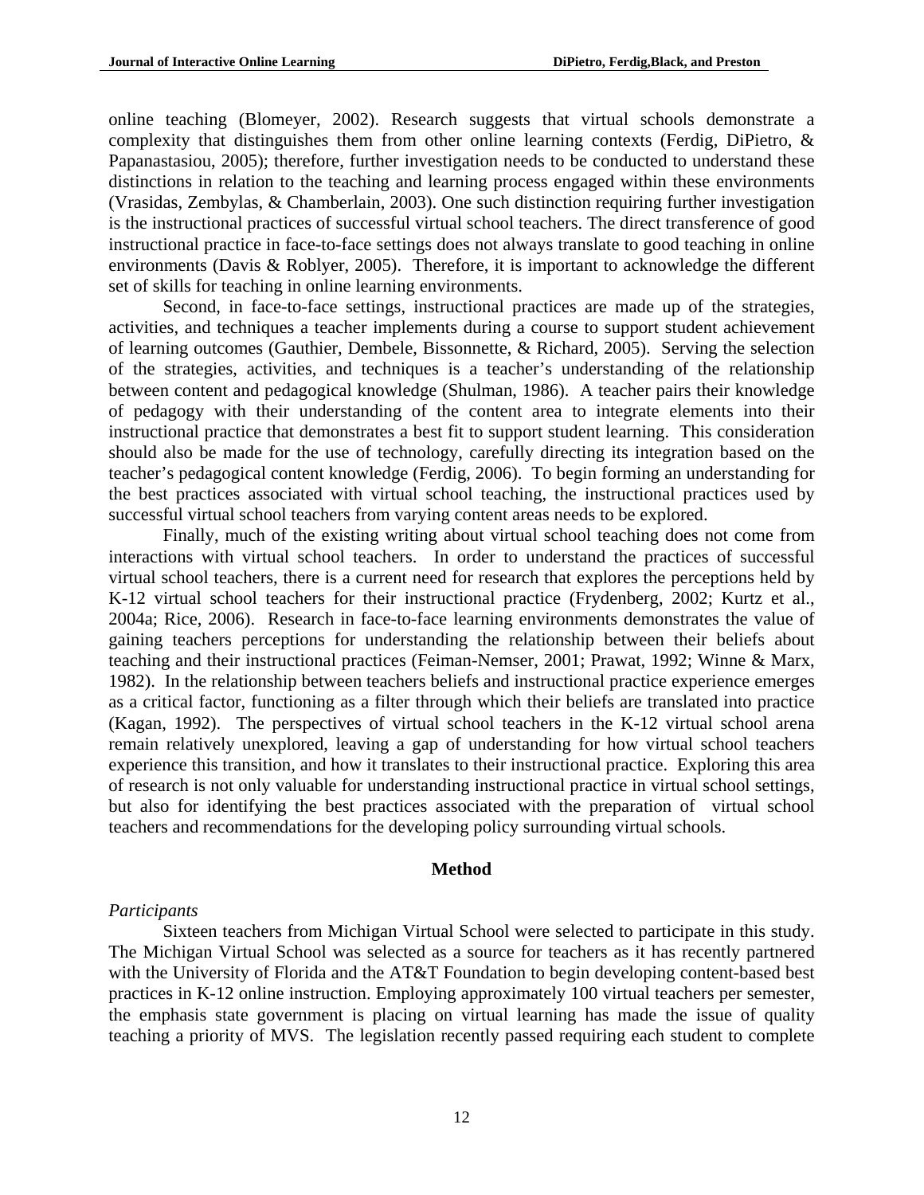online teaching (Blomeyer, 2002). Research suggests that virtual schools demonstrate a complexity that distinguishes them from other online learning contexts (Ferdig, DiPietro, & Papanastasiou, 2005); therefore, further investigation needs to be conducted to understand these distinctions in relation to the teaching and learning process engaged within these environments (Vrasidas, Zembylas, & Chamberlain, 2003). One such distinction requiring further investigation is the instructional practices of successful virtual school teachers. The direct transference of good instructional practice in face-to-face settings does not always translate to good teaching in online environments (Davis & Roblyer, 2005). Therefore, it is important to acknowledge the different set of skills for teaching in online learning environments.

Second, in face-to-face settings, instructional practices are made up of the strategies, activities, and techniques a teacher implements during a course to support student achievement of learning outcomes (Gauthier, Dembele, Bissonnette, & Richard, 2005). Serving the selection of the strategies, activities, and techniques is a teacher's understanding of the relationship between content and pedagogical knowledge (Shulman, 1986). A teacher pairs their knowledge of pedagogy with their understanding of the content area to integrate elements into their instructional practice that demonstrates a best fit to support student learning. This consideration should also be made for the use of technology, carefully directing its integration based on the teacher's pedagogical content knowledge (Ferdig, 2006). To begin forming an understanding for the best practices associated with virtual school teaching, the instructional practices used by successful virtual school teachers from varying content areas needs to be explored.

Finally, much of the existing writing about virtual school teaching does not come from interactions with virtual school teachers. In order to understand the practices of successful virtual school teachers, there is a current need for research that explores the perceptions held by K-12 virtual school teachers for their instructional practice (Frydenberg, 2002; Kurtz et al., 2004a; Rice, 2006). Research in face-to-face learning environments demonstrates the value of gaining teachers perceptions for understanding the relationship between their beliefs about teaching and their instructional practices (Feiman-Nemser, 2001; Prawat, 1992; Winne & Marx, 1982). In the relationship between teachers beliefs and instructional practice experience emerges as a critical factor, functioning as a filter through which their beliefs are translated into practice (Kagan, 1992). The perspectives of virtual school teachers in the K-12 virtual school arena remain relatively unexplored, leaving a gap of understanding for how virtual school teachers experience this transition, and how it translates to their instructional practice. Exploring this area of research is not only valuable for understanding instructional practice in virtual school settings, but also for identifying the best practices associated with the preparation of virtual school teachers and recommendations for the developing policy surrounding virtual schools.

## Method

*Participants*

Sixteen teachers from Michigan Virtual School were selected to participate in this study. The Michigan Virtual School was selected as a source for teachers as it has recently partnered with the University of Florida and the AT&T Foundation to begin developing content-based best practices in K-12 online instruction. Employing approximately 100 virtual teachers per semester, the emphasis state government is placing on virtual learning has made the issue of quality teaching a priority of MVS. The legislation recently passed requiring each student to complete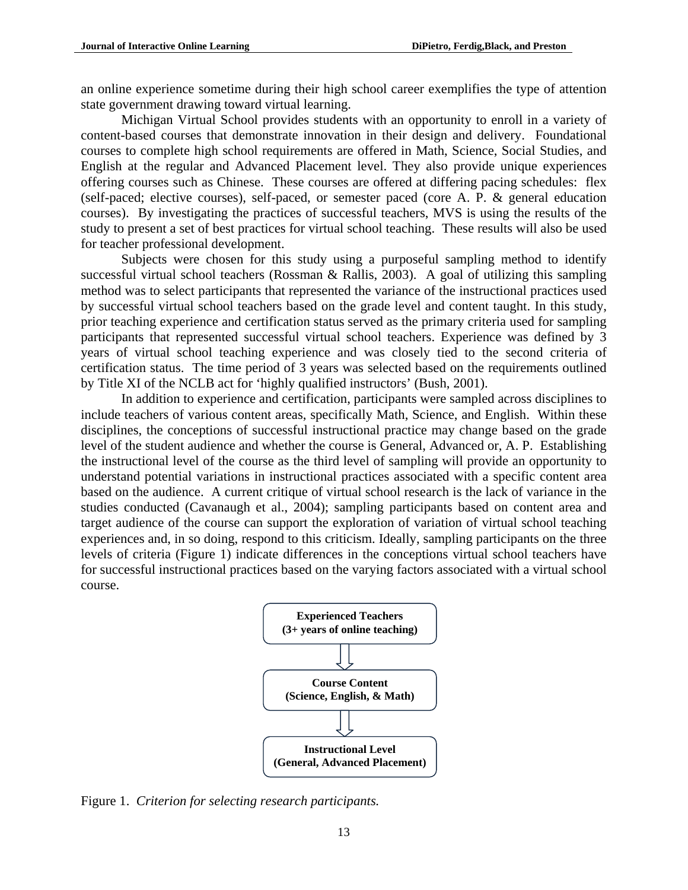an online experience sometime during their high school career exemplifies the type of attention state government drawing toward virtual learning.

Michigan Virtual School provides students with an opportunity to enroll in a variety of content-based courses that demonstrate innovation in their design and delivery. Foundational courses to complete high school requirements are offered in Math, Science, Social Studies, and English at the regular and Advanced Placement level. They also provide unique experiences offering courses such as Chinese. These courses are offered at differing pacing schedules: flex (self-paced; elective courses), self-paced, or semester paced (core A. P. & general education courses). By investigating the practices of successful teachers, MVS is using the results of the study to present a set of best practices for virtual school teaching. These results will also be used for teacher professional development.

Subjects were chosen for this study using a purposeful sampling method to identify successful virtual school teachers (Rossman & Rallis, 2003). A goal of utilizing this sampling method was to select participants that represented the variance of the instructional practices used by successful virtual school teachers based on the grade level and content taught. In this study, prior teaching experience and certification status served as the primary criteria used for sampling participants that represented successful virtual school teachers. Experience was defined by 3 years of virtual school teaching experience and was closely tied to the second criteria of certification status. The time period of 3 years was selected based on the requirements outlined by Title XI of the NCLB act for 'highly qualified instructors' (Bush, 2001).

In addition to experience and certification, participants were sampled across disciplines to include teachers of various content areas, specifically Math, Science, and English. Within these disciplines, the conceptions of successful instructional practice may change based on the grade level of the student audience and whether the course is General, Advanced or, A. P. Establishing the instructional level of the course as the third level of sampling will provide an opportunity to understand potential variations in instructional practices associated with a specific content area based on the audience. A current critique of virtual school research is the lack of variance in the studies conducted (Cavanaugh et al., 2004); sampling participants based on content area and target audience of the course can support the exploration of variation of virtual school teaching experiences and, in so doing, respond to this criticism. Ideally, sampling participants on the three levels of criteria (Figure 1) indicate differences in the conceptions virtual school teachers have for successful instructional practices based on the varying factors associated with a virtual school course.

**Experienced Teachers**
**(3+ years of online teaching)**

↓

**Course Content**
**(Science, English, & Math)**

↓

**Instructional Level**
**(General, Advanced Placement)**

Figure 1. *Criterion for selecting research participants.*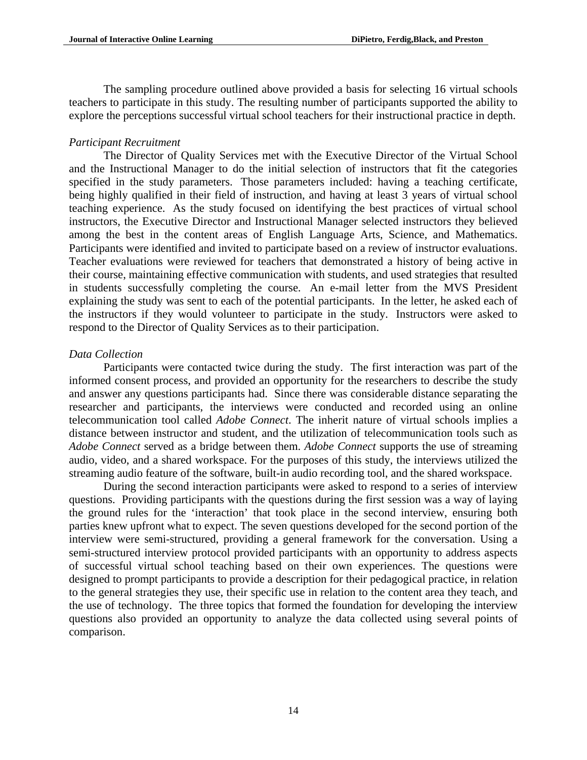The sampling procedure outlined above provided a basis for selecting 16 virtual schools teachers to participate in this study. The resulting number of participants supported the ability to explore the perceptions successful virtual school teachers for their instructional practice in depth.

*Participant Recruitment*

The Director of Quality Services met with the Executive Director of the Virtual School and the Instructional Manager to do the initial selection of instructors that fit the categories specified in the study parameters. Those parameters included: having a teaching certificate, being highly qualified in their field of instruction, and having at least 3 years of virtual school teaching experience. As the study focused on identifying the best practices of virtual school instructors, the Executive Director and Instructional Manager selected instructors they believed among the best in the content areas of English Language Arts, Science, and Mathematics. Participants were identified and invited to participate based on a review of instructor evaluations. Teacher evaluations were reviewed for teachers that demonstrated a history of being active in their course, maintaining effective communication with students, and used strategies that resulted in students successfully completing the course. An e-mail letter from the MVS President explaining the study was sent to each of the potential participants. In the letter, he asked each of the instructors if they would volunteer to participate in the study. Instructors were asked to respond to the Director of Quality Services as to their participation.

*Data Collection*

Participants were contacted twice during the study. The first interaction was part of the informed consent process, and provided an opportunity for the researchers to describe the study and answer any questions participants had. Since there was considerable distance separating the researcher and participants, the interviews were conducted and recorded using an online telecommunication tool called *Adobe Connect*. The inherit nature of virtual schools implies a distance between instructor and student, and the utilization of telecommunication tools such as *Adobe Connect* served as a bridge between them. *Adobe Connect* supports the use of streaming audio, video, and a shared workspace. For the purposes of this study, the interviews utilized the streaming audio feature of the software, built-in audio recording tool, and the shared workspace.

During the second interaction participants were asked to respond to a series of interview questions. Providing participants with the questions during the first session was a way of laying the ground rules for the 'interaction' that took place in the second interview, ensuring both parties knew upfront what to expect. The seven questions developed for the second portion of the interview were semi-structured, providing a general framework for the conversation. Using a semi-structured interview protocol provided participants with an opportunity to address aspects of successful virtual school teaching based on their own experiences. The questions were designed to prompt participants to provide a description for their pedagogical practice, in relation to the general strategies they use, their specific use in relation to the content area they teach, and the use of technology. The three topics that formed the foundation for developing the interview questions also provided an opportunity to analyze the data collected using several points of comparison.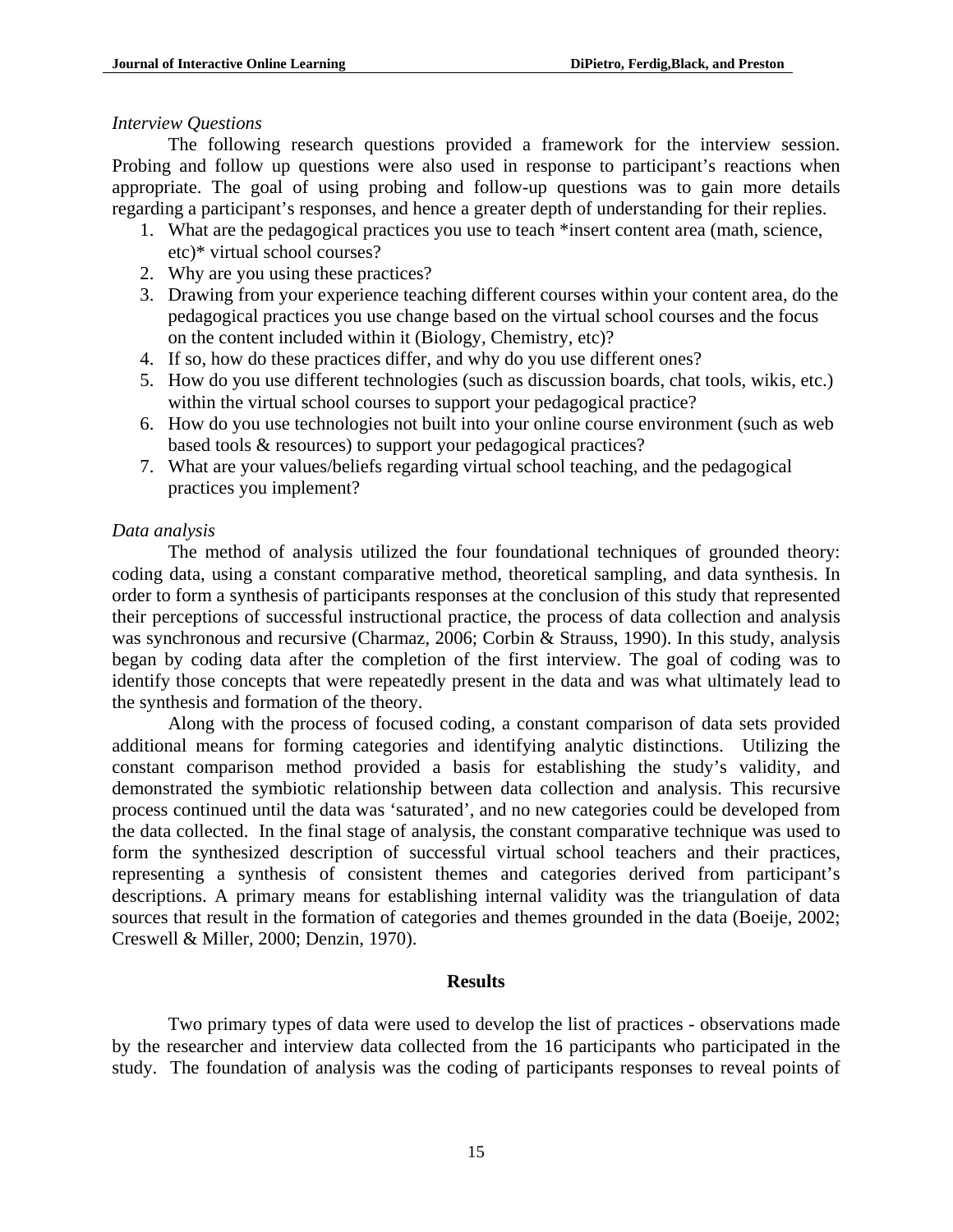*Interview Questions*

The following research questions provided a framework for the interview session. Probing and follow up questions were also used in response to participant's reactions when appropriate. The goal of using probing and follow-up questions was to gain more details regarding a participant's responses, and hence a greater depth of understanding for their replies.

1. What are the pedagogical practices you use to teach *insert content area (math, science, etc)* virtual school courses?
2. Why are you using these practices?
3. Drawing from your experience teaching different courses within your content area, do the pedagogical practices you use change based on the virtual school courses and the focus on the content included within it (Biology, Chemistry, etc)?
4. If so, how do these practices differ, and why do you use different ones?
5. How do you use different technologies (such as discussion boards, chat tools, wikis, etc.) within the virtual school courses to support your pedagogical practice?
6. How do you use technologies not built into your online course environment (such as web based tools & resources) to support your pedagogical practices?
7. What are your values/beliefs regarding virtual school teaching, and the pedagogical practices you implement?

*Data analysis*

The method of analysis utilized the four foundational techniques of grounded theory: coding data, using a constant comparative method, theoretical sampling, and data synthesis. In order to form a synthesis of participants responses at the conclusion of this study that represented their perceptions of successful instructional practice, the process of data collection and analysis was synchronous and recursive (Charmaz, 2006; Corbin & Strauss, 1990). In this study, analysis began by coding data after the completion of the first interview. The goal of coding was to identify those concepts that were repeatedly present in the data and was what ultimately lead to the synthesis and formation of the theory.

Along with the process of focused coding, a constant comparison of data sets provided additional means for forming categories and identifying analytic distinctions. Utilizing the constant comparison method provided a basis for establishing the study's validity, and demonstrated the symbiotic relationship between data collection and analysis. This recursive process continued until the data was 'saturated', and no new categories could be developed from the data collected. In the final stage of analysis, the constant comparative technique was used to form the synthesized description of successful virtual school teachers and their practices, representing a synthesis of consistent themes and categories derived from participant's descriptions. A primary means for establishing internal validity was the triangulation of data sources that result in the formation of categories and themes grounded in the data (Boeije, 2002; Creswell & Miller, 2000; Denzin, 1970).

## Results

Two primary types of data were used to develop the list of practices - observations made by the researcher and interview data collected from the 16 participants who participated in the study. The foundation of analysis was the coding of participants responses to reveal points of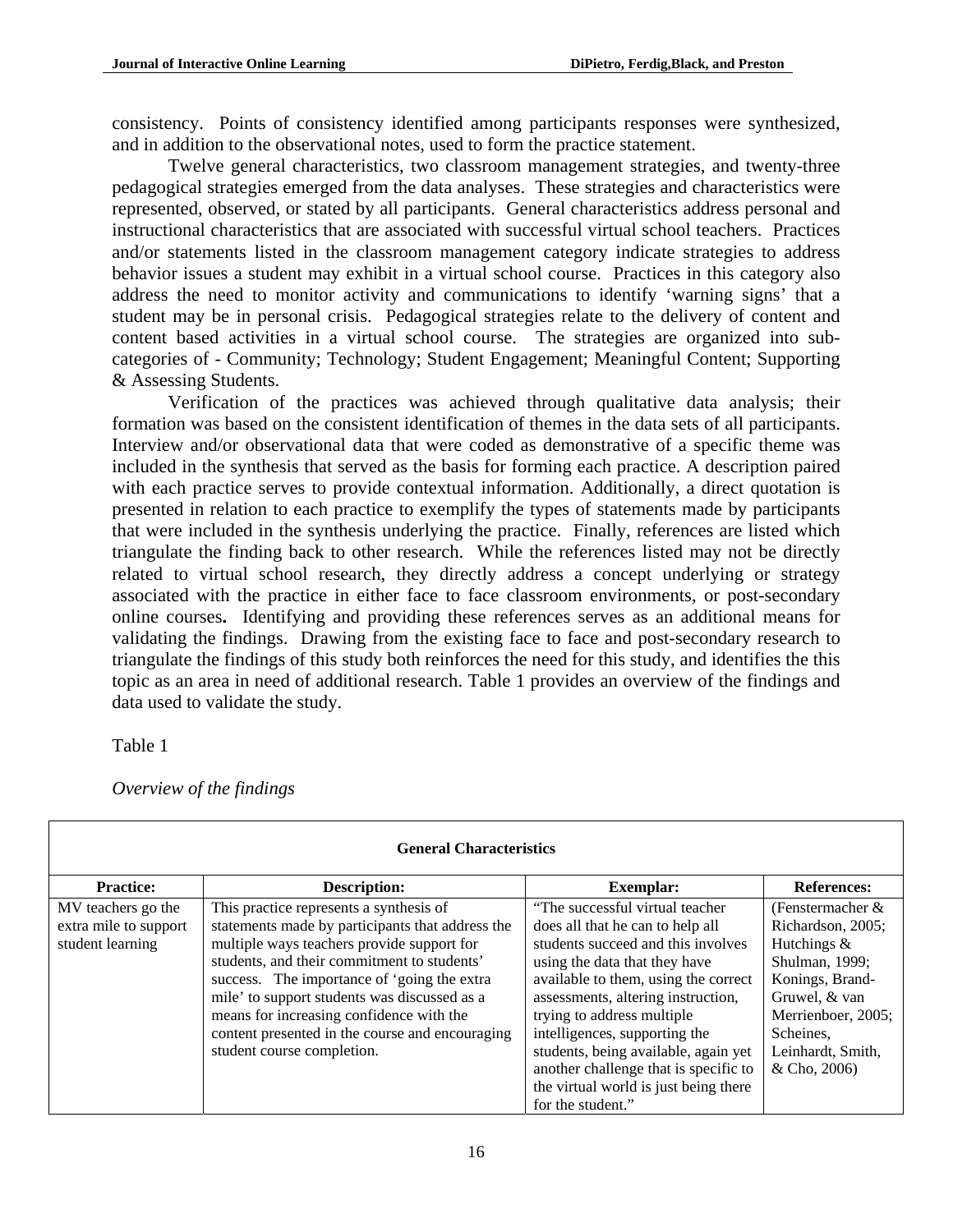consistency. Points of consistency identified among participants responses were synthesized, and in addition to the observational notes, used to form the practice statement.

Twelve general characteristics, two classroom management strategies, and twenty-three pedagogical strategies emerged from the data analyses. These strategies and characteristics were represented, observed, or stated by all participants. General characteristics address personal and instructional characteristics that are associated with successful virtual school teachers. Practices and/or statements listed in the classroom management category indicate strategies to address behavior issues a student may exhibit in a virtual school course. Practices in this category also address the need to monitor activity and communications to identify 'warning signs' that a student may be in personal crisis. Pedagogical strategies relate to the delivery of content and content based activities in a virtual school course. The strategies are organized into sub-categories of - Community; Technology; Student Engagement; Meaningful Content; Supporting & Assessing Students.

Verification of the practices was achieved through qualitative data analysis; their formation was based on the consistent identification of themes in the data sets of all participants. Interview and/or observational data that were coded as demonstrative of a specific theme was included in the synthesis that served as the basis for forming each practice. A description paired with each practice serves to provide contextual information. Additionally, a direct quotation is presented in relation to each practice to exemplify the types of statements made by participants that were included in the synthesis underlying the practice. Finally, references are listed which triangulate the finding back to other research. While the references listed may not be directly related to virtual school research, they directly address a concept underlying or strategy associated with the practice in either face to face classroom environments, or post-secondary online courses**.** Identifying and providing these references serves as an additional means for validating the findings. Drawing from the existing face to face and post-secondary research to triangulate the findings of this study both reinforces the need for this study, and identifies the this topic as an area in need of additional research. Table 1 provides an overview of the findings and data used to validate the study.

Table 1

*Overview of the findings*

| **General Characteristics** | | | |
|---|---|---|---|
| **Practice:** | **Description:** | **Exemplar:** | **References:** |
| MV teachers go the extra mile to support student learning | This practice represents a synthesis of statements made by participants that address the multiple ways teachers provide support for students, and their commitment to students' success. The importance of 'going the extra mile' to support students was discussed as a means for increasing confidence with the content presented in the course and encouraging student course completion. | "The successful virtual teacher does all that he can to help all students succeed and this involves using the data that they have available to them, using the correct assessments, altering instruction, trying to address multiple intelligences, supporting the students, being available, again yet another challenge that is specific to the virtual world is just being there for the student." | (Fenstermacher & Richardson, 2005; Hutchings & Shulman, 1999; Konings, Brand-Gruwel, & van Merrienboer, 2005; Scheines, Leinhardt, Smith, & Cho, 2006) |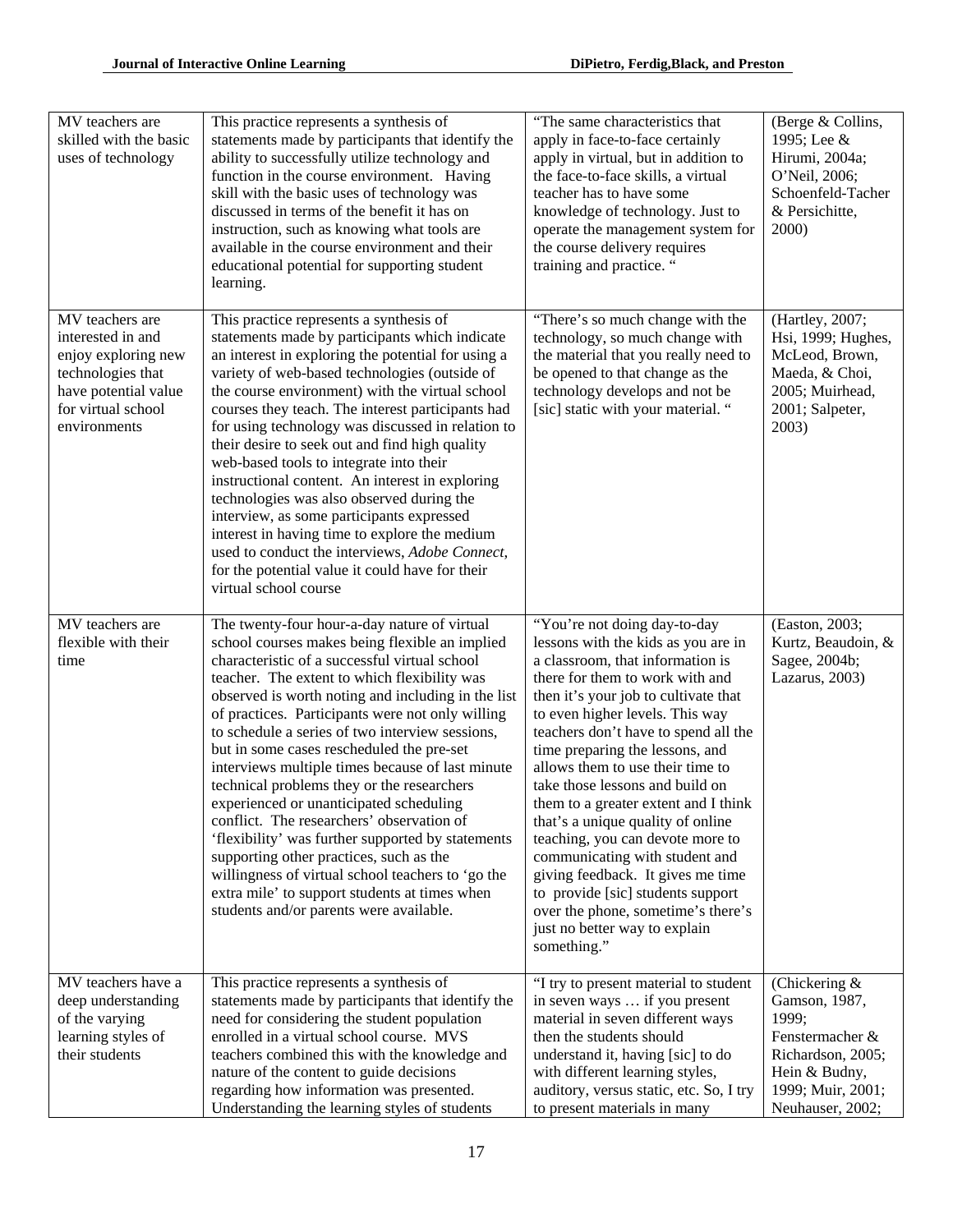| | | | |
|---|---|---|---|
| MV teachers are skilled with the basic uses of technology | This practice represents a synthesis of statements made by participants that identify the ability to successfully utilize technology and function in the course environment. Having skill with the basic uses of technology was discussed in terms of the benefit it has on instruction, such as knowing what tools are available in the course environment and their educational potential for supporting student learning. | "The same characteristics that apply in face-to-face certainly apply in virtual, but in addition to the face-to-face skills, a virtual teacher has to have some knowledge of technology. Just to operate the management system for the course delivery requires training and practice. " | (Berge & Collins, 1995; Lee & Hirumi, 2004a; O'Neil, 2006; Schoenfeld-Tacher & Persichitte, 2000) |
| MV teachers are interested in and enjoy exploring new technologies that have potential value for virtual school environments | This practice represents a synthesis of statements made by participants which indicate an interest in exploring the potential for using a variety of web-based technologies (outside of the course environment) with the virtual school courses they teach. The interest participants had for using technology was discussed in relation to their desire to seek out and find high quality web-based tools to integrate into their instructional content. An interest in exploring technologies was also observed during the interview, as some participants expressed interest in having time to explore the medium used to conduct the interviews, *Adobe Connect*, for the potential value it could have for their virtual school course | "There's so much change with the technology, so much change with the material that you really need to be opened to that change as the technology develops and not be [sic] static with your material. " | (Hartley, 2007; Hsi, 1999; Hughes, McLeod, Brown, Maeda, & Choi, 2005; Muirhead, 2001; Salpeter, 2003) |
| MV teachers are flexible with their time | The twenty-four hour-a-day nature of virtual school courses makes being flexible an implied characteristic of a successful virtual school teacher. The extent to which flexibility was observed is worth noting and including in the list of practices. Participants were not only willing to schedule a series of two interview sessions, but in some cases rescheduled the pre-set interviews multiple times because of last minute technical problems they or the researchers experienced or unanticipated scheduling conflict. The researchers' observation of 'flexibility' was further supported by statements supporting other practices, such as the willingness of virtual school teachers to 'go the extra mile' to support students at times when students and/or parents were available. | "You're not doing day-to-day lessons with the kids as you are in a classroom, that information is there for them to work with and then it's your job to cultivate that to even higher levels. This way teachers don't have to spend all the time preparing the lessons, and allows them to use their time to take those lessons and build on them to a greater extent and I think that's a unique quality of online teaching, you can devote more to communicating with student and giving feedback. It gives me time to provide [sic] students support over the phone, sometime's there's just no better way to explain something." | (Easton, 2003; Kurtz, Beaudoin, & Sagee, 2004b; Lazarus, 2003) |
| MV teachers have a deep understanding of the varying learning styles of their students | This practice represents a synthesis of statements made by participants that identify the need for considering the student population enrolled in a virtual school course. MVS teachers combined this with the knowledge and nature of the content to guide decisions regarding how information was presented. Understanding the learning styles of students | "I try to present material to student in seven ways … if you present material in seven different ways then the students should understand it, having [sic] to do with different learning styles, auditory, versus static, etc. So, I try to present materials in many | (Chickering & Gamson, 1987, 1999; Fenstermacher & Richardson, 2005; Hein & Budny, 1999; Muir, 2001; Neuhauser, 2002; |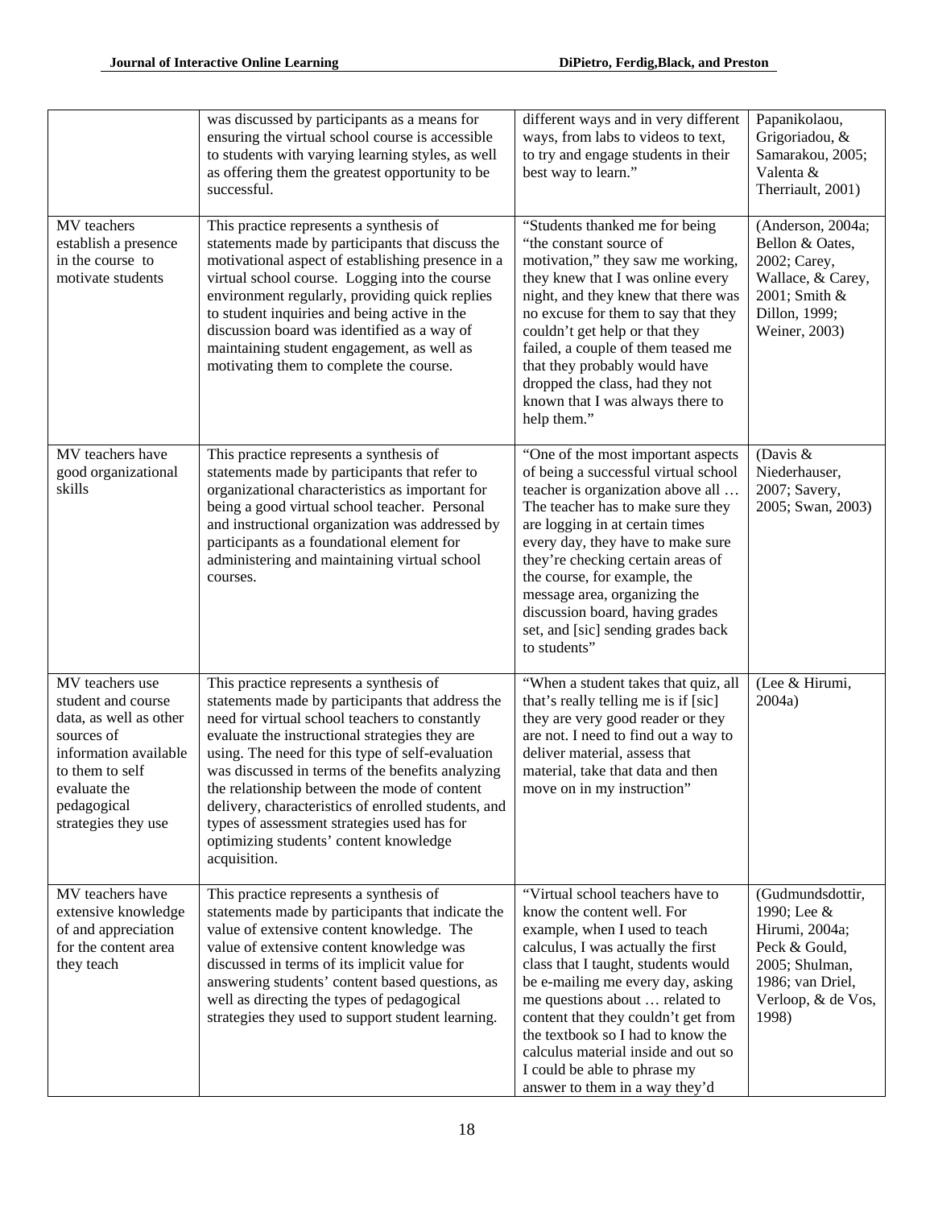| | | | |
|---|---|---|---|
| | was discussed by participants as a means for ensuring the virtual school course is accessible to students with varying learning styles, as well as offering them the greatest opportunity to be successful. | different ways and in very different ways, from labs to videos to text, to try and engage students in their best way to learn." | Papanikolaou, Grigoriadou, & Samarakou, 2005; Valenta & Therriault, 2001) |
| MV teachers establish a presence in the course to motivate students | This practice represents a synthesis of statements made by participants that discuss the motivational aspect of establishing presence in a virtual school course. Logging into the course environment regularly, providing quick replies to student inquiries and being active in the discussion board was identified as a way of maintaining student engagement, as well as motivating them to complete the course. | "Students thanked me for being "the constant source of motivation," they saw me working, they knew that I was online every night, and they knew that there was no excuse for them to say that they couldn't get help or that they failed, a couple of them teased me that they probably would have dropped the class, had they not known that I was always there to help them." | (Anderson, 2004a; Bellon & Oates, 2002; Carey, Wallace, & Carey, 2001; Smith & Dillon, 1999; Weiner, 2003) |
| MV teachers have good organizational skills | This practice represents a synthesis of statements made by participants that refer to organizational characteristics as important for being a good virtual school teacher. Personal and instructional organization was addressed by participants as a foundational element for administering and maintaining virtual school courses. | "One of the most important aspects of being a successful virtual school teacher is organization above all … The teacher has to make sure they are logging in at certain times every day, they have to make sure they're checking certain areas of the course, for example, the message area, organizing the discussion board, having grades set, and [sic] sending grades back to students" | (Davis & Niederhauser, 2007; Savery, 2005; Swan, 2003) |
| MV teachers use student and course data, as well as other sources of information available to them to self evaluate the pedagogical strategies they use | This practice represents a synthesis of statements made by participants that address the need for virtual school teachers to constantly evaluate the instructional strategies they are using. The need for this type of self-evaluation was discussed in terms of the benefits analyzing the relationship between the mode of content delivery, characteristics of enrolled students, and types of assessment strategies used has for optimizing students' content knowledge acquisition. | "When a student takes that quiz, all that's really telling me is if [sic] they are very good reader or they are not. I need to find out a way to deliver material, assess that material, take that data and then move on in my instruction" | (Lee & Hirumi, 2004a) |
| MV teachers have extensive knowledge of and appreciation for the content area they teach | This practice represents a synthesis of statements made by participants that indicate the value of extensive content knowledge. The value of extensive content knowledge was discussed in terms of its implicit value for answering students' content based questions, as well as directing the types of pedagogical strategies they used to support student learning. | "Virtual school teachers have to know the content well. For example, when I used to teach calculus, I was actually the first class that I taught, students would be e-mailing me every day, asking me questions about … related to content that they couldn't get from the textbook so I had to know the calculus material inside and out so I could be able to phrase my answer to them in a way they'd | (Gudmundsdottir, 1990; Lee & Hirumi, 2004a; Peck & Gould, 2005; Shulman, 1986; van Driel, Verloop, & de Vos, 1998) |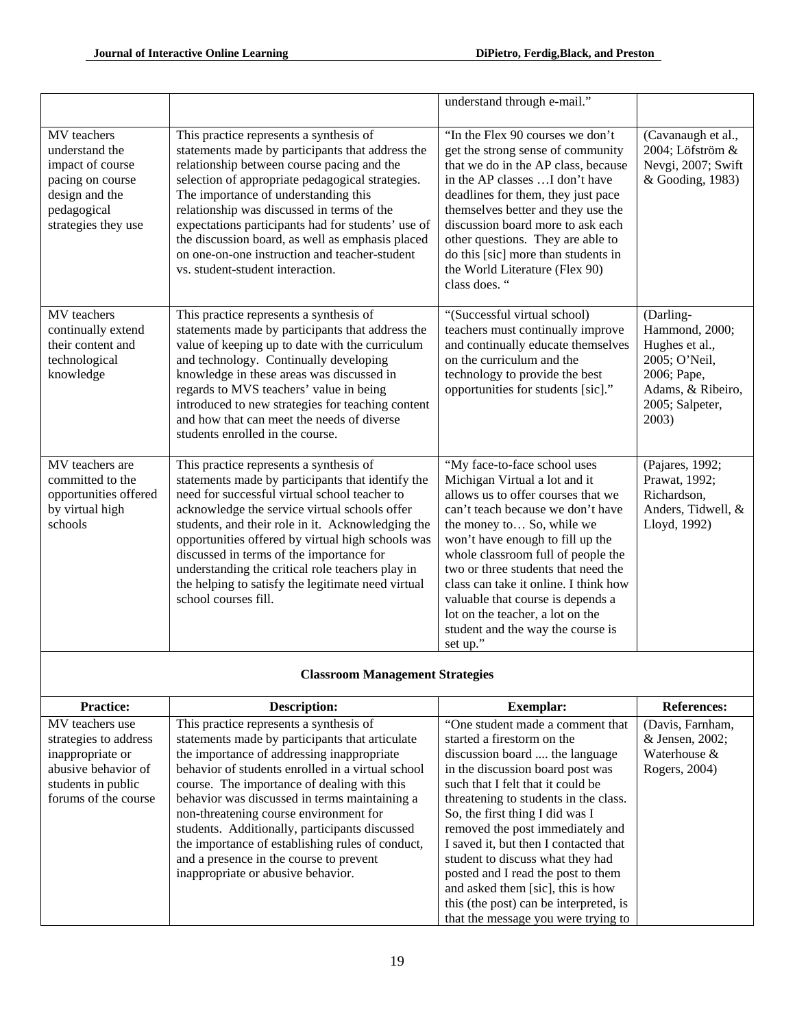| | | understand through e-mail." | |
|---|---|---|---|
| MV teachers understand the impact of course pacing on course design and the pedagogical strategies they use | This practice represents a synthesis of statements made by participants that address the relationship between course pacing and the selection of appropriate pedagogical strategies. The importance of understanding this relationship was discussed in terms of the expectations participants had for students' use of the discussion board, as well as emphasis placed on one-on-one instruction and teacher-student vs. student-student interaction. | "In the Flex 90 courses we don't get the strong sense of community that we do in the AP class, because in the AP classes …I don't have deadlines for them, they just pace themselves better and they use the discussion board more to ask each other questions. They are able to do this [sic] more than students in the World Literature (Flex 90) class does. " | (Cavanaugh et al., 2004; Löfström & Nevgi, 2007; Swift & Gooding, 1983) |
| MV teachers continually extend their content and technological knowledge | This practice represents a synthesis of statements made by participants that address the value of keeping up to date with the curriculum and technology. Continually developing knowledge in these areas was discussed in regards to MVS teachers' value in being introduced to new strategies for teaching content and how that can meet the needs of diverse students enrolled in the course. | "(Successful virtual school) teachers must continually improve and continually educate themselves on the curriculum and the technology to provide the best opportunities for students [sic]." | (Darling-Hammond, 2000; Hughes et al., 2005; O'Neil, 2006; Pape, Adams, & Ribeiro, 2005; Salpeter, 2003) |
| MV teachers are committed to the opportunities offered by virtual high schools | This practice represents a synthesis of statements made by participants that identify the need for successful virtual school teacher to acknowledge the service virtual schools offer students, and their role in it. Acknowledging the opportunities offered by virtual high schools was discussed in terms of the importance for understanding the critical role teachers play in the helping to satisfy the legitimate need virtual school courses fill. | "My face-to-face school uses Michigan Virtual a lot and it allows us to offer courses that we can't teach because we don't have the money to… So, while we won't have enough to fill up the whole classroom full of people the two or three students that need the class can take it online. I think how valuable that course is depends a lot on the teacher, a lot on the student and the way the course is set up." | (Pajares, 1992; Prawat, 1992; Richardson, Anders, Tidwell, & Lloyd, 1992) |
| **Classroom Management Strategies** | | | |
| **Practice:** | **Description:** | **Exemplar:** | **References:** |
| MV teachers use strategies to address inappropriate or abusive behavior of students in public forums of the course | This practice represents a synthesis of statements made by participants that articulate the importance of addressing inappropriate behavior of students enrolled in a virtual school course. The importance of dealing with this behavior was discussed in terms maintaining a non-threatening course environment for students. Additionally, participants discussed the importance of establishing rules of conduct, and a presence in the course to prevent inappropriate or abusive behavior. | "One student made a comment that started a firestorm on the discussion board .... the language in the discussion board post was such that I felt that it could be threatening to students in the class. So, the first thing I did was I removed the post immediately and I saved it, but then I contacted that student to discuss what they had posted and I read the post to them and asked them [sic], this is how this (the post) can be interpreted, is that the message you were trying to | (Davis, Farnham, & Jensen, 2002; Waterhouse & Rogers, 2004) |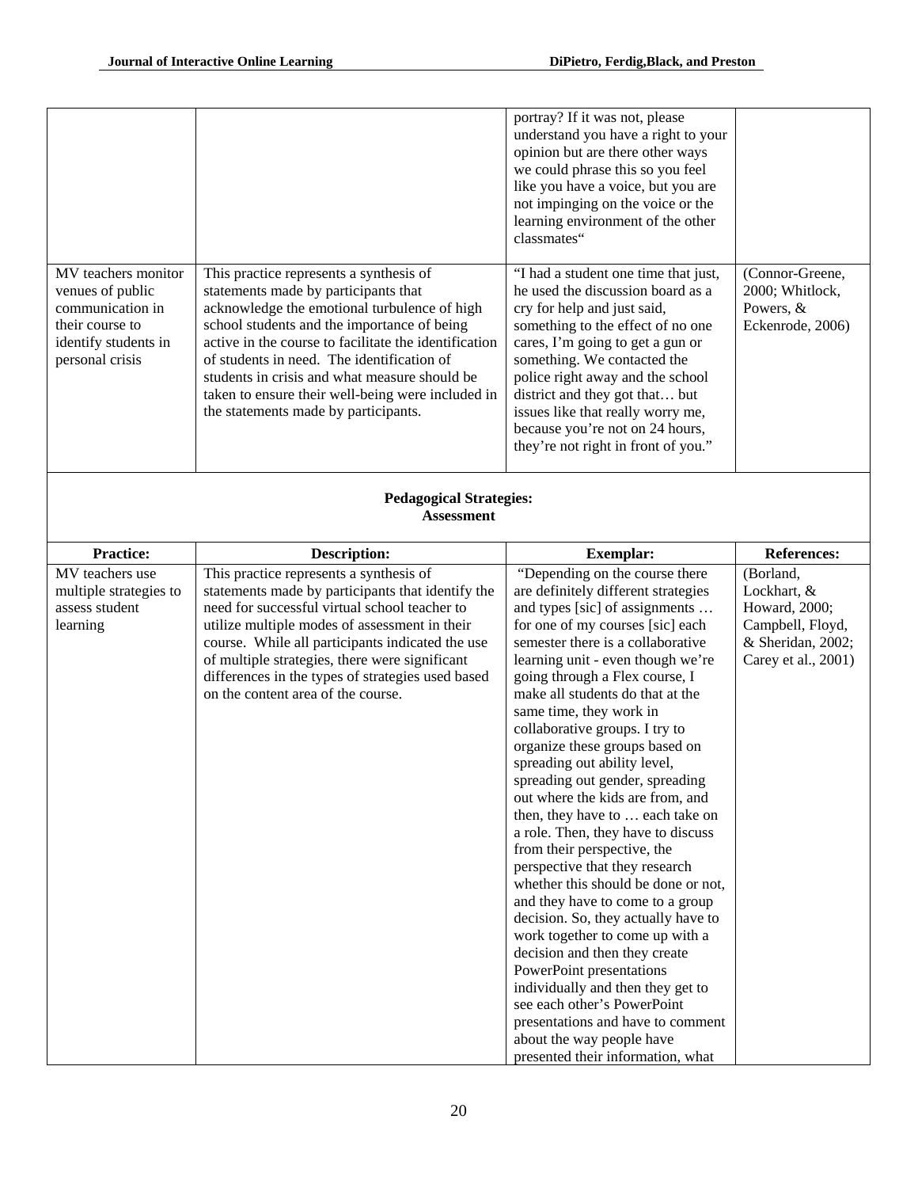| | | portray? If it was not, please understand you have a right to your opinion but are there other ways we could phrase this so you feel like you have a voice, but you are not impinging on the voice or the learning environment of the other classmates" | |
|---|---|---|---|
| MV teachers monitor venues of public communication in their course to identify students in personal crisis | This practice represents a synthesis of statements made by participants that acknowledge the emotional turbulence of high school students and the importance of being active in the course to facilitate the identification of students in need. The identification of students in crisis and what measure should be taken to ensure their well-being were included in the statements made by participants. | "I had a student one time that just, he used the discussion board as a cry for help and just said, something to the effect of no one cares, I'm going to get a gun or something. We contacted the police right away and the school district and they got that… but issues like that really worry me, because you're not on 24 hours, they're not right in front of you." | (Connor-Greene, 2000; Whitlock, Powers, & Eckenrode, 2006) |

**Pedagogical Strategies:**
**Assessment**

| Practice: | Description: | Exemplar: | References: |
|---|---|---|---|
| MV teachers use multiple strategies to assess student learning | This practice represents a synthesis of statements made by participants that identify the need for successful virtual school teacher to utilize multiple modes of assessment in their course. While all participants indicated the use of multiple strategies, there were significant differences in the types of strategies used based on the content area of the course. | "Depending on the course there are definitely different strategies and types [sic] of assignments … for one of my courses [sic] each semester there is a collaborative learning unit - even though we're going through a Flex course, I make all students do that at the same time, they work in collaborative groups. I try to organize these groups based on spreading out ability level, spreading out gender, spreading out where the kids are from, and then, they have to … each take on a role. Then, they have to discuss from their perspective, the perspective that they research whether this should be done or not, and they have to come to a group decision. So, they actually have to work together to come up with a decision and then they create PowerPoint presentations individually and then they get to see each other's PowerPoint presentations and have to comment about the way people have presented their information, what | (Borland, Lockhart, & Howard, 2000; Campbell, Floyd, & Sheridan, 2002; Carey et al., 2001) |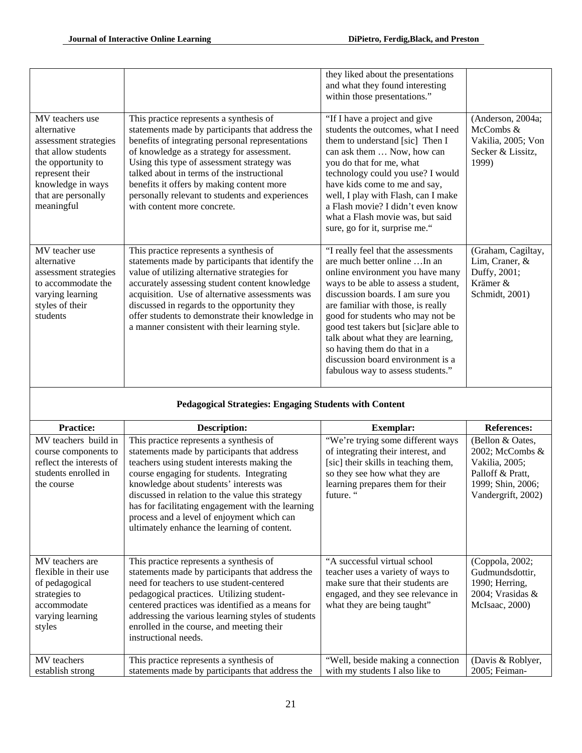| | | they liked about the presentations and what they found interesting within those presentations." | |
|---|---|---|---|
| MV teachers use alternative assessment strategies that allow students the opportunity to represent their knowledge in ways that are personally meaningful | This practice represents a synthesis of statements made by participants that address the benefits of integrating personal representations of knowledge as a strategy for assessment. Using this type of assessment strategy was talked about in terms of the instructional benefits it offers by making content more personally relevant to students and experiences with content more concrete. | "If I have a project and give students the outcomes, what I need them to understand [sic] Then I can ask them … Now, how can you do that for me, what technology could you use? I would have kids come to me and say, well, I play with Flash, can I make a Flash movie? I didn't even know what a Flash movie was, but said sure, go for it, surprise me." | (Anderson, 2004a; McCombs & Vakilia, 2005; Von Secker & Lissitz, 1999) |
| MV teacher use alternative assessment strategies to accommodate the varying learning styles of their students | This practice represents a synthesis of statements made by participants that identify the value of utilizing alternative strategies for accurately assessing student content knowledge acquisition. Use of alternative assessments was discussed in regards to the opportunity they offer students to demonstrate their knowledge in a manner consistent with their learning style. | "I really feel that the assessments are much better online …In an online environment you have many ways to be able to assess a student, discussion boards. I am sure you are familiar with those, is really good for students who may not be good test takers but [sic]are able to talk about what they are learning, so having them do that in a discussion board environment is a fabulous way to assess students." | (Graham, Cagiltay, Lim, Craner, & Duffy, 2001; Krämer & Schmidt, 2001) |
| **Pedagogical Strategies: Engaging Students with Content** | | | |
| **Practice:** | **Description:** | **Exemplar:** | **References:** |
| MV teachers build in course components to reflect the interests of students enrolled in the course | This practice represents a synthesis of statements made by participants that address teachers using student interests making the course engaging for students. Integrating knowledge about students' interests was discussed in relation to the value this strategy has for facilitating engagement with the learning process and a level of enjoyment which can ultimately enhance the learning of content. | "We're trying some different ways of integrating their interest, and [sic] their skills in teaching them, so they see how what they are learning prepares them for their future. " | (Bellon & Oates, 2002; McCombs & Vakilia, 2005; Palloff & Pratt, 1999; Shin, 2006; Vandergrift, 2002) |
| MV teachers are flexible in their use of pedagogical strategies to accommodate varying learning styles | This practice represents a synthesis of statements made by participants that address the need for teachers to use student-centered pedagogical practices. Utilizing student-centered practices was identified as a means for addressing the various learning styles of students enrolled in the course, and meeting their instructional needs. | "A successful virtual school teacher uses a variety of ways to make sure that their students are engaged, and they see relevance in what they are being taught" | (Coppola, 2002; Gudmundsdottir, 1990; Herring, 2004; Vrasidas & McIsaac, 2000) |
| MV teachers establish strong | This practice represents a synthesis of statements made by participants that address the | "Well, beside making a connection with my students I also like to | (Davis & Roblyer, 2005; Feiman- |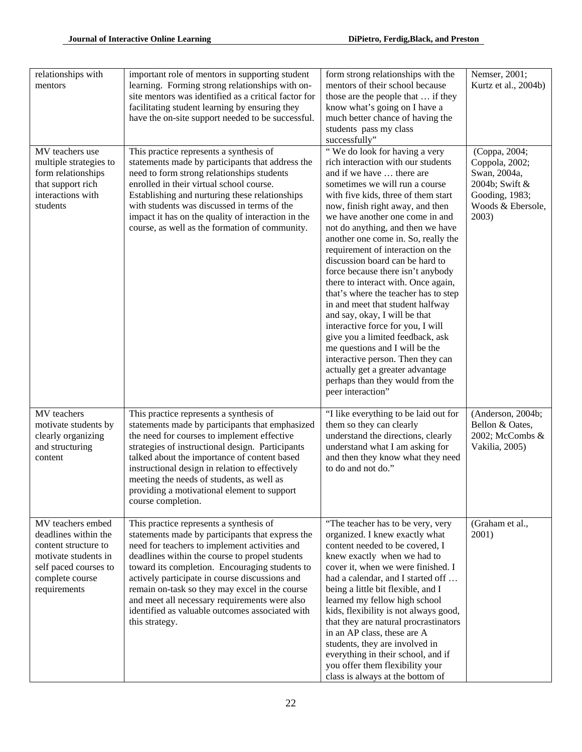| relationships with mentors | important role of mentors in supporting student learning. Forming strong relationships with on-site mentors was identified as a critical factor for facilitating student learning by ensuring they have the on-site support needed to be successful. | form strong relationships with the mentors of their school because those are the people that … if they know what's going on I have a much better chance of having the students pass my class successfully" | Nemser, 2001; Kurtz et al., 2004b) |
|---|---|---|---|
| MV teachers use multiple strategies to form relationships that support rich interactions with students | This practice represents a synthesis of statements made by participants that address the need to form strong relationships students enrolled in their virtual school course. Establishing and nurturing these relationships with students was discussed in terms of the impact it has on the quality of interaction in the course, as well as the formation of community. | " We do look for having a very rich interaction with our students and if we have … there are sometimes we will run a course with five kids, three of them start now, finish right away, and then we have another one come in and not do anything, and then we have another one come in. So, really the requirement of interaction on the discussion board can be hard to force because there isn't anybody there to interact with. Once again, that's where the teacher has to step in and meet that student halfway and say, okay, I will be that interactive force for you, I will give you a limited feedback, ask me questions and I will be the interactive person. Then they can actually get a greater advantage perhaps than they would from the peer interaction" | (Coppa, 2004; Coppola, 2002; Swan, 2004a, 2004b; Swift & Gooding, 1983; Woods & Ebersole, 2003) |
| MV teachers motivate students by clearly organizing and structuring content | This practice represents a synthesis of statements made by participants that emphasized the need for courses to implement effective strategies of instructional design. Participants talked about the importance of content based instructional design in relation to effectively meeting the needs of students, as well as providing a motivational element to support course completion. | "I like everything to be laid out for them so they can clearly understand the directions, clearly understand what I am asking for and then they know what they need to do and not do." | (Anderson, 2004b; Bellon & Oates, 2002; McCombs & Vakilia, 2005) |
| MV teachers embed deadlines within the content structure to motivate students in self paced courses to complete course requirements | This practice represents a synthesis of statements made by participants that express the need for teachers to implement activities and deadlines within the course to propel students toward its completion. Encouraging students to actively participate in course discussions and remain on-task so they may excel in the course and meet all necessary requirements were also identified as valuable outcomes associated with this strategy. | "The teacher has to be very, very organized. I knew exactly what content needed to be covered, I knew exactly when we had to cover it, when we were finished. I had a calendar, and I started off … being a little bit flexible, and I learned my fellow high school kids, flexibility is not always good, that they are natural procrastinators in an AP class, these are A students, they are involved in everything in their school, and if you offer them flexibility your class is always at the bottom of | (Graham et al., 2001) |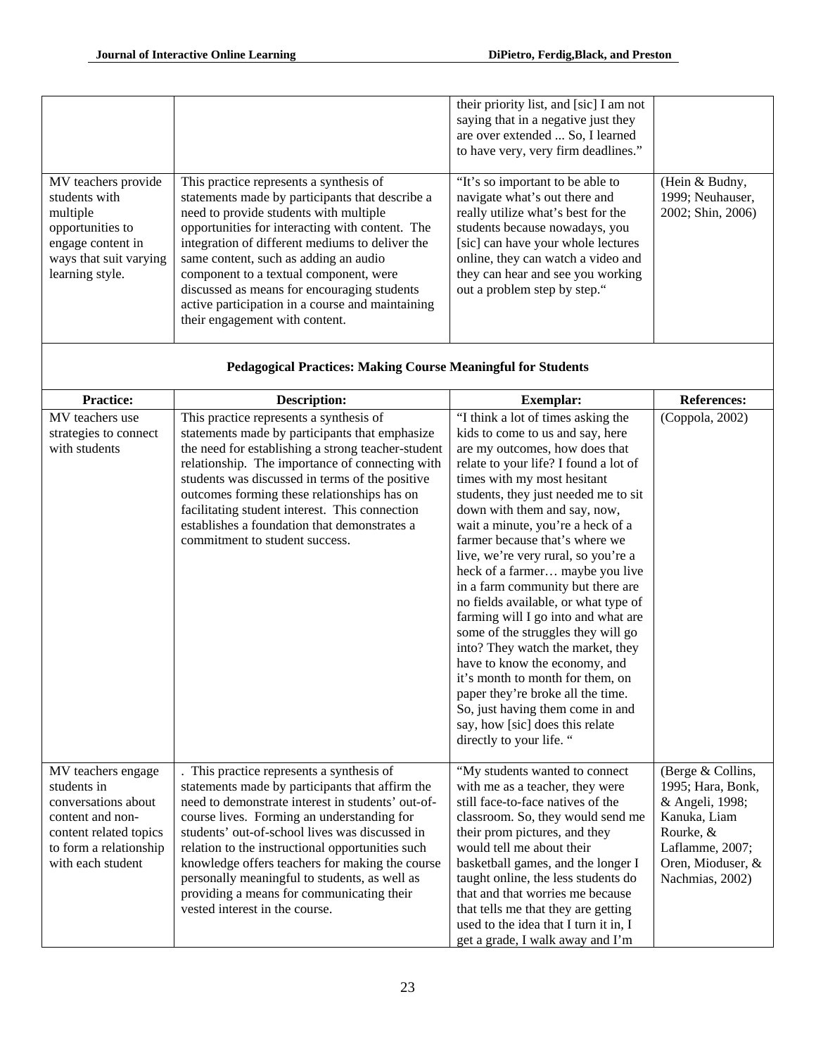| | | | |
|---|---|---|---|
| | | their priority list, and [sic] I am not saying that in a negative just they are over extended ... So, I learned to have very, very firm deadlines." | |
| MV teachers provide students with multiple opportunities to engage content in ways that suit varying learning style. | This practice represents a synthesis of statements made by participants that describe a need to provide students with multiple opportunities for interacting with content. The integration of different mediums to deliver the same content, such as adding an audio component to a textual component, were discussed as means for encouraging students active participation in a course and maintaining their engagement with content. | "It's so important to be able to navigate what's out there and really utilize what's best for the students because nowadays, you [sic] can have your whole lectures online, they can watch a video and they can hear and see you working out a problem step by step." | (Hein & Budny, 1999; Neuhauser, 2002; Shin, 2006) |

**Pedagogical Practices: Making Course Meaningful for Students**

| Practice: | Description: | Exemplar: | References: |
|---|---|---|---|
| MV teachers use strategies to connect with students | This practice represents a synthesis of statements made by participants that emphasize the need for establishing a strong teacher-student relationship. The importance of connecting with students was discussed in terms of the positive outcomes forming these relationships has on facilitating student interest. This connection establishes a foundation that demonstrates a commitment to student success. | "I think a lot of times asking the kids to come to us and say, here are my outcomes, how does that relate to your life? I found a lot of times with my most hesitant students, they just needed me to sit down with them and say, now, wait a minute, you're a heck of a farmer because that's where we live, we're very rural, so you're a heck of a farmer… maybe you live in a farm community but there are no fields available, or what type of farming will I go into and what are some of the struggles they will go into? They watch the market, they have to know the economy, and it's month to month for them, on paper they're broke all the time. So, just having them come in and say, how [sic] does this relate directly to your life. " | (Coppola, 2002) |
| MV teachers engage students in conversations about content and non-content related topics to form a relationship with each student | . This practice represents a synthesis of statements made by participants that affirm the need to demonstrate interest in students' out-of-course lives. Forming an understanding for students' out-of-school lives was discussed in relation to the instructional opportunities such knowledge offers teachers for making the course personally meaningful to students, as well as providing a means for communicating their vested interest in the course. | "My students wanted to connect with me as a teacher, they were still face-to-face natives of the classroom. So, they would send me their prom pictures, and they would tell me about their basketball games, and the longer I taught online, the less students do that and that worries me because that tells me that they are getting used to the idea that I turn it in, I get a grade, I walk away and I'm | (Berge & Collins, 1995; Hara, Bonk, & Angeli, 1998; Kanuka, Liam Rourke, & Laflamme, 2007; Oren, Mioduser, & Nachmias, 2002) |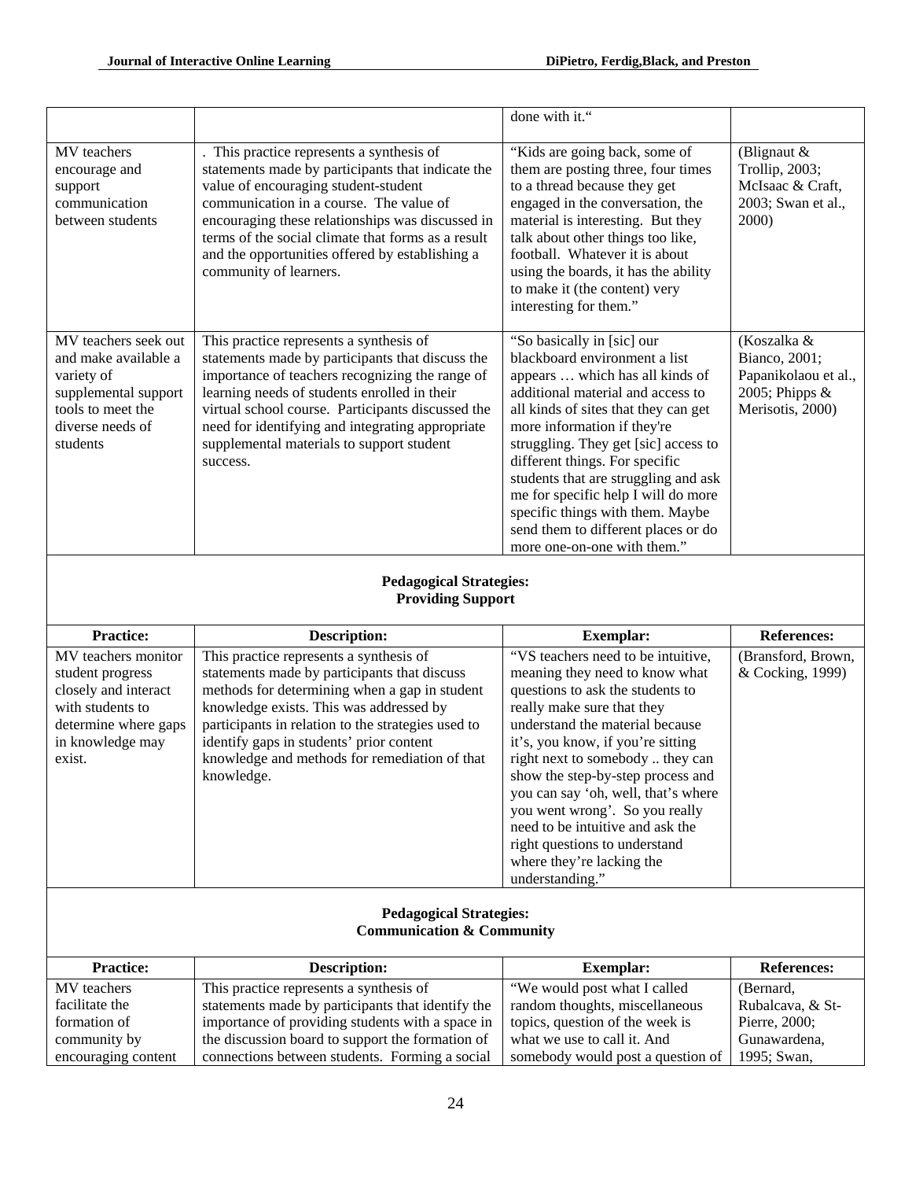| | | done with it." | |
|---|---|---|---|
| MV teachers encourage and support communication between students | . This practice represents a synthesis of statements made by participants that indicate the value of encouraging student-student communication in a course. The value of encouraging these relationships was discussed in terms of the social climate that forms as a result and the opportunities offered by establishing a community of learners. | "Kids are going back, some of them are posting three, four times to a thread because they get engaged in the conversation, the material is interesting. But they talk about other things too like, football. Whatever it is about using the boards, it has the ability to make it (the content) very interesting for them." | (Blignaut & Trollip, 2003; McIsaac & Craft, 2003; Swan et al., 2000) |
| MV teachers seek out and make available a variety of supplemental support tools to meet the diverse needs of students | This practice represents a synthesis of statements made by participants that discuss the importance of teachers recognizing the range of learning needs of students enrolled in their virtual school course. Participants discussed the need for identifying and integrating appropriate supplemental materials to support student success. | "So basically in [sic] our blackboard environment a list appears … which has all kinds of additional material and access to all kinds of sites that they can get more information if they're struggling. They get [sic] access to different things. For specific students that are struggling and ask me for specific help I will do more specific things with them. Maybe send them to different places or do more one-on-one with them." | (Koszalka & Bianco, 2001; Papanikolaou et al., 2005; Phipps & Merisotis, 2000) |
| **Pedagogical Strategies: Providing Support** | | | |
| **Practice:** | **Description:** | **Exemplar:** | **References:** |
| MV teachers monitor student progress closely and interact with students to determine where gaps in knowledge may exist. | This practice represents a synthesis of statements made by participants that discuss methods for determining when a gap in student knowledge exists. This was addressed by participants in relation to the strategies used to identify gaps in students' prior content knowledge and methods for remediation of that knowledge. | "VS teachers need to be intuitive, meaning they need to know what questions to ask the students to really make sure that they understand the material because it's, you know, if you're sitting right next to somebody .. they can show the step-by-step process and you can say 'oh, well, that's where you went wrong'. So you really need to be intuitive and ask the right questions to understand where they're lacking the understanding." | (Bransford, Brown, & Cocking, 1999) |
| **Pedagogical Strategies: Communication & Community** | | | |
| **Practice:** | **Description:** | **Exemplar:** | **References:** |
| MV teachers facilitate the formation of community by encouraging content | This practice represents a synthesis of statements made by participants that identify the importance of providing students with a space in the discussion board to support the formation of connections between students. Forming a social | "We would post what I called random thoughts, miscellaneous topics, question of the week is what we use to call it. And somebody would post a question of | (Bernard, Rubalcava, & St-Pierre, 2000; Gunawardena, 1995; Swan, |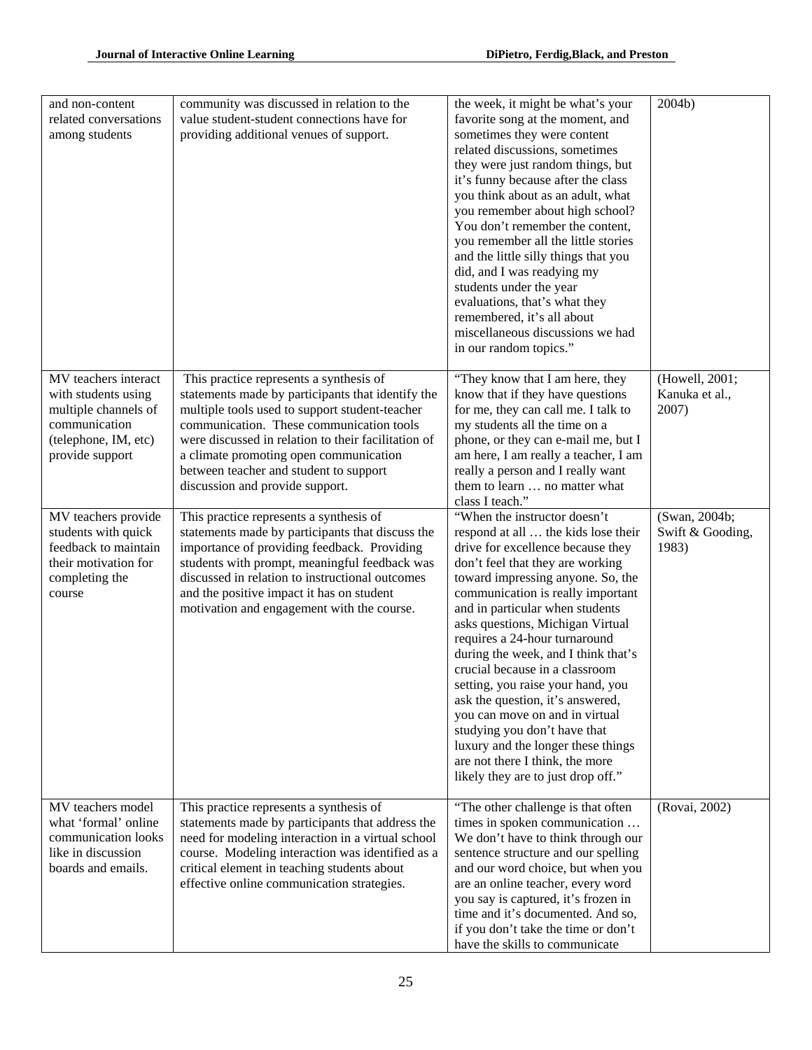| | | | |
|---|---|---|---|
| and non-content related conversations among students | community was discussed in relation to the value student-student connections have for providing additional venues of support. | the week, it might be what's your favorite song at the moment, and sometimes they were content related discussions, sometimes they were just random things, but it's funny because after the class you think about as an adult, what you remember about high school? You don't remember the content, you remember all the little stories and the little silly things that you did, and I was readying my students under the year evaluations, that's what they remembered, it's all about miscellaneous discussions we had in our random topics." | 2004b) |
| MV teachers interact with students using multiple channels of communication (telephone, IM, etc) provide support | This practice represents a synthesis of statements made by participants that identify the multiple tools used to support student-teacher communication. These communication tools were discussed in relation to their facilitation of a climate promoting open communication between teacher and student to support discussion and provide support. | "They know that I am here, they know that if they have questions for me, they can call me. I talk to my students all the time on a phone, or they can e-mail me, but I am here, I am really a teacher, I am really a person and I really want them to learn … no matter what class I teach." | (Howell, 2001; Kanuka et al., 2007) |
| MV teachers provide students with quick feedback to maintain their motivation for completing the course | This practice represents a synthesis of statements made by participants that discuss the importance of providing feedback. Providing students with prompt, meaningful feedback was discussed in relation to instructional outcomes and the positive impact it has on student motivation and engagement with the course. | "When the instructor doesn't respond at all … the kids lose their drive for excellence because they don't feel that they are working toward impressing anyone. So, the communication is really important and in particular when students asks questions, Michigan Virtual requires a 24-hour turnaround during the week, and I think that's crucial because in a classroom setting, you raise your hand, you ask the question, it's answered, you can move on and in virtual studying you don't have that luxury and the longer these things are not there I think, the more likely they are to just drop off." | (Swan, 2004b; Swift & Gooding, 1983) |
| MV teachers model what 'formal' online communication looks like in discussion boards and emails. | This practice represents a synthesis of statements made by participants that address the need for modeling interaction in a virtual school course. Modeling interaction was identified as a critical element in teaching students about effective online communication strategies. | "The other challenge is that often times in spoken communication … We don't have to think through our sentence structure and our spelling and our word choice, but when you are an online teacher, every word you say is captured, it's frozen in time and it's documented. And so, if you don't take the time or don't have the skills to communicate | (Rovai, 2002) |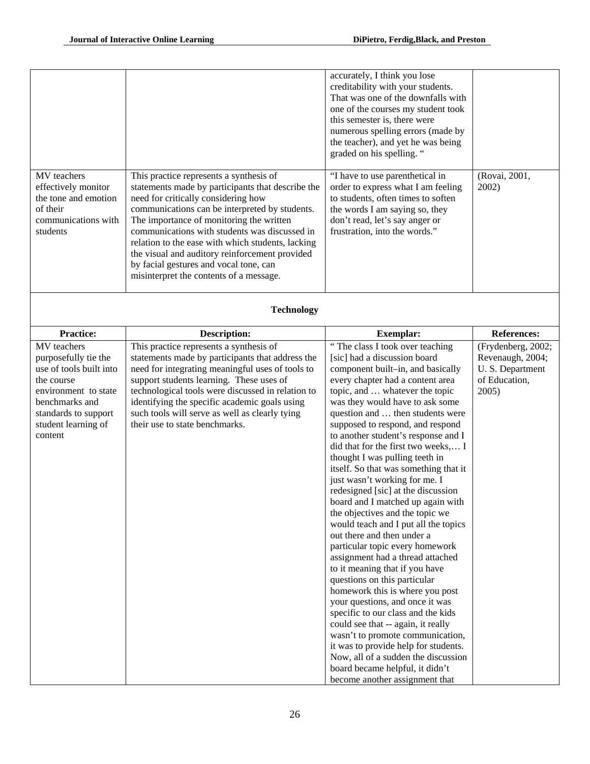| | | accurately, I think you lose creditability with your students. That was one of the downfalls with one of the courses my student took this semester is, there were numerous spelling errors (made by the teacher), and yet he was being graded on his spelling. " | |
|---|---|---|---|
| MV teachers effectively monitor the tone and emotion of their communications with students | This practice represents a synthesis of statements made by participants that describe the need for critically considering how communications can be interpreted by students. The importance of monitoring the written communications with students was discussed in relation to the ease with which students, lacking the visual and auditory reinforcement provided by facial gestures and vocal tone, can misinterpret the contents of a message. | "I have to use parenthetical in order to express what I am feeling to students, often times to soften the words I am saying so, they don't read, let's say anger or frustration, into the words." | (Rovai, 2001, 2002) |
| | **Technology** | | |
| **Practice:** | **Description:** | **Exemplar:** | **References:** |
| MV teachers purposefully tie the use of tools built into the course environment to state benchmarks and standards to support student learning of content | This practice represents a synthesis of statements made by participants that address the need for integrating meaningful uses of tools to support students learning. These uses of technological tools were discussed in relation to identifying the specific academic goals using such tools will serve as well as clearly tying their use to state benchmarks. | " The class I took over teaching [sic] had a discussion board component built–in, and basically every chapter had a content area topic, and … whatever the topic was they would have to ask some question and … then students were supposed to respond, and respond to another student's response and I did that for the first two weeks,… I thought I was pulling teeth in itself. So that was something that it just wasn't working for me. I redesigned [sic] at the discussion board and I matched up again with the objectives and the topic we would teach and I put all the topics out there and then under a particular topic every homework assignment had a thread attached to it meaning that if you have questions on this particular homework this is where you post your questions, and once it was specific to our class and the kids could see that -- again, it really wasn't to promote communication, it was to provide help for students. Now, all of a sudden the discussion board became helpful, it didn't become another assignment that | (Frydenberg, 2002; Revenaugh, 2004; U. S. Department of Education, 2005) |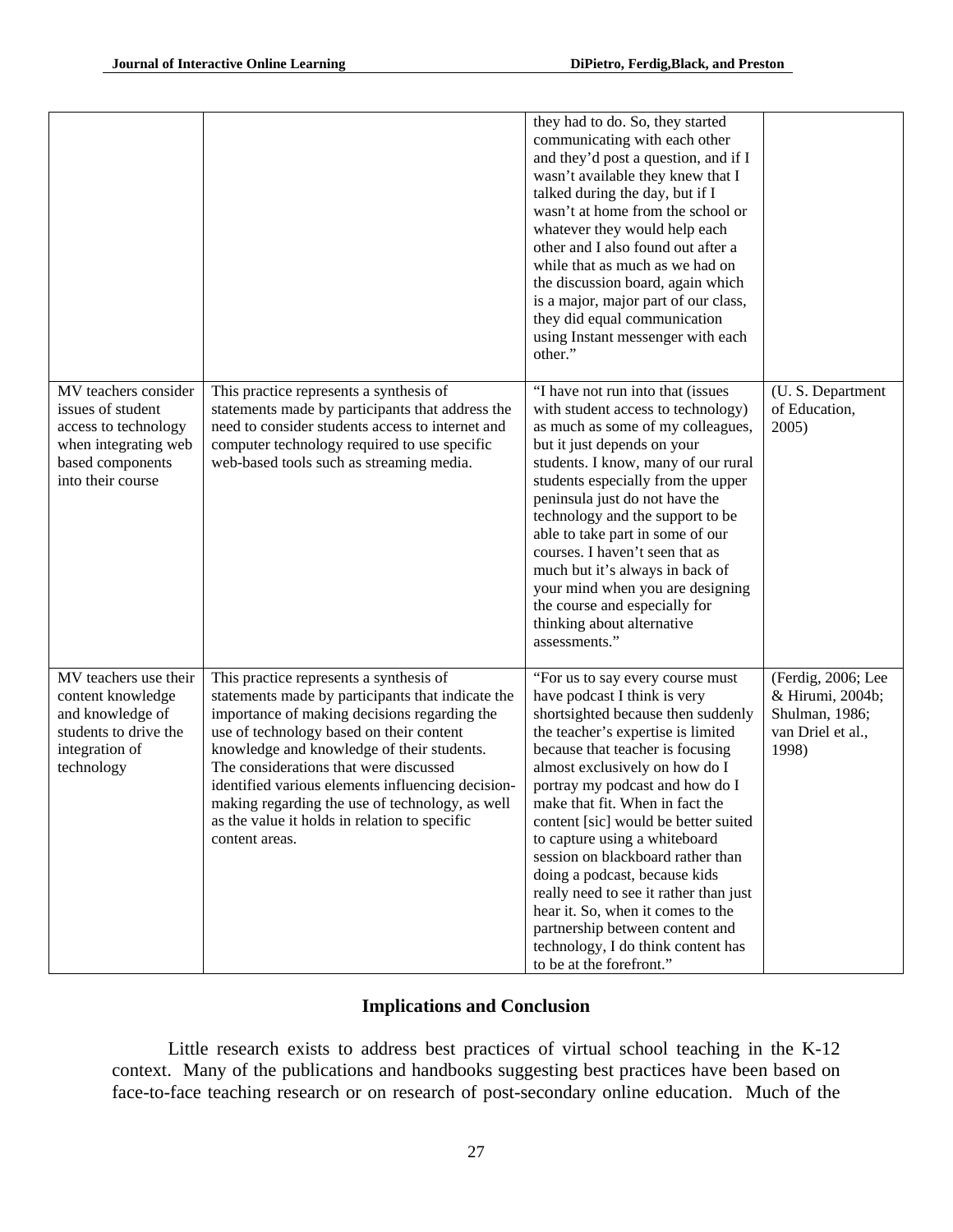| | | they had to do. So, they started communicating with each other and they'd post a question, and if I wasn't available they knew that I talked during the day, but if I wasn't at home from the school or whatever they would help each other and I also found out after a while that as much as we had on the discussion board, again which is a major, major part of our class, they did equal communication using Instant messenger with each other." | |
|---|---|---|---|
| MV teachers consider issues of student access to technology when integrating web based components into their course | This practice represents a synthesis of statements made by participants that address the need to consider students access to internet and computer technology required to use specific web-based tools such as streaming media. | "I have not run into that (issues with student access to technology) as much as some of my colleagues, but it just depends on your students. I know, many of our rural students especially from the upper peninsula just do not have the technology and the support to be able to take part in some of our courses. I haven't seen that as much but it's always in back of your mind when you are designing the course and especially for thinking about alternative assessments." | (U. S. Department of Education, 2005) |
| MV teachers use their content knowledge and knowledge of students to drive the integration of technology | This practice represents a synthesis of statements made by participants that indicate the importance of making decisions regarding the use of technology based on their content knowledge and knowledge of their students. The considerations that were discussed identified various elements influencing decision-making regarding the use of technology, as well as the value it holds in relation to specific content areas. | "For us to say every course must have podcast I think is very shortsighted because then suddenly the teacher's expertise is limited because that teacher is focusing almost exclusively on how do I portray my podcast and how do I make that fit. When in fact the content [sic] would be better suited to capture using a whiteboard session on blackboard rather than doing a podcast, because kids really need to see it rather than just hear it. So, when it comes to the partnership between content and technology, I do think content has to be at the forefront." | (Ferdig, 2006; Lee & Hirumi, 2004b; Shulman, 1986; van Driel et al., 1998) |

## Implications and Conclusion

Little research exists to address best practices of virtual school teaching in the K-12 context. Many of the publications and handbooks suggesting best practices have been based on face-to-face teaching research or on research of post-secondary online education. Much of the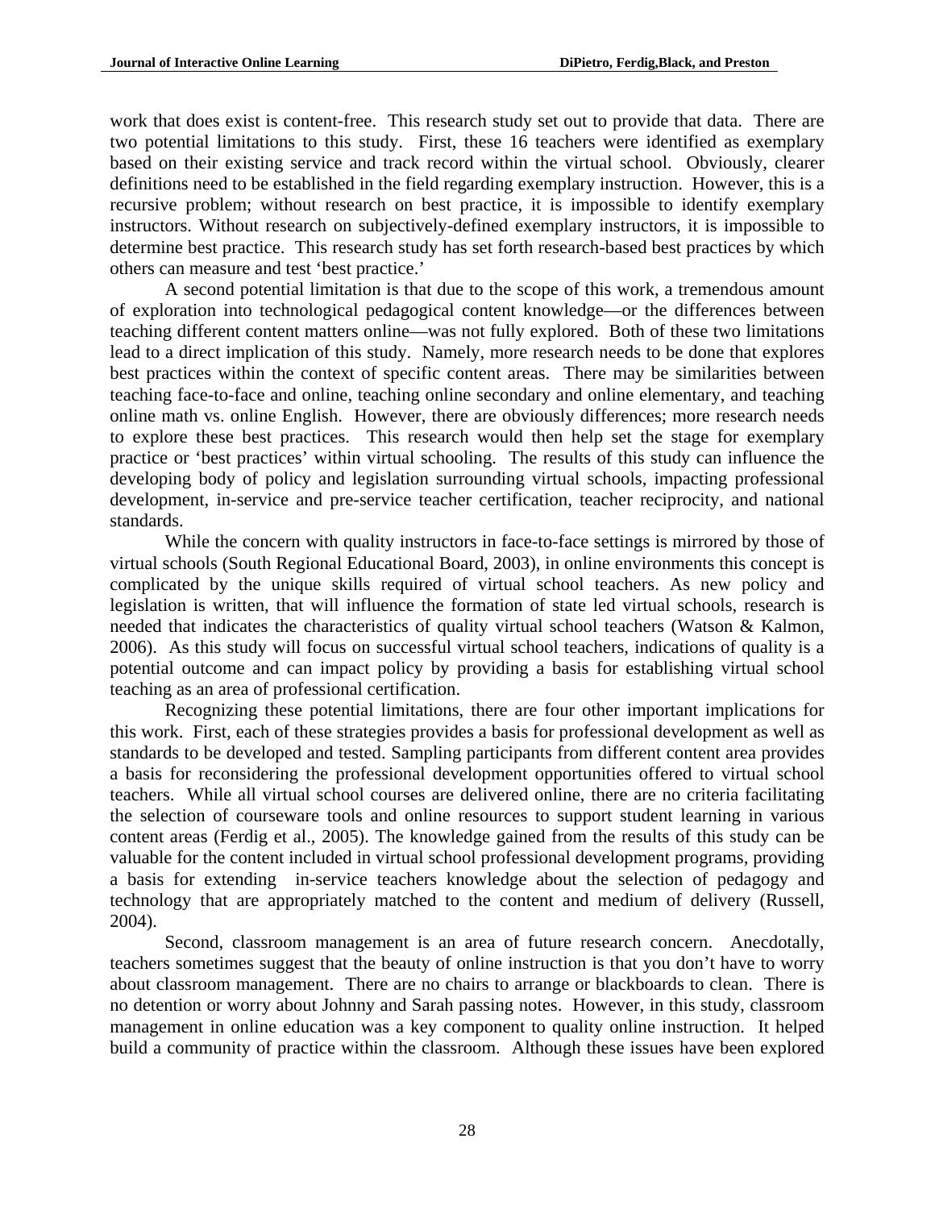work that does exist is content-free. This research study set out to provide that data. There are two potential limitations to this study. First, these 16 teachers were identified as exemplary based on their existing service and track record within the virtual school. Obviously, clearer definitions need to be established in the field regarding exemplary instruction. However, this is a recursive problem; without research on best practice, it is impossible to identify exemplary instructors. Without research on subjectively-defined exemplary instructors, it is impossible to determine best practice. This research study has set forth research-based best practices by which others can measure and test 'best practice.'

A second potential limitation is that due to the scope of this work, a tremendous amount of exploration into technological pedagogical content knowledge—or the differences between teaching different content matters online—was not fully explored. Both of these two limitations lead to a direct implication of this study. Namely, more research needs to be done that explores best practices within the context of specific content areas. There may be similarities between teaching face-to-face and online, teaching online secondary and online elementary, and teaching online math vs. online English. However, there are obviously differences; more research needs to explore these best practices. This research would then help set the stage for exemplary practice or 'best practices' within virtual schooling. The results of this study can influence the developing body of policy and legislation surrounding virtual schools, impacting professional development, in-service and pre-service teacher certification, teacher reciprocity, and national standards.

While the concern with quality instructors in face-to-face settings is mirrored by those of virtual schools (South Regional Educational Board, 2003), in online environments this concept is complicated by the unique skills required of virtual school teachers. As new policy and legislation is written, that will influence the formation of state led virtual schools, research is needed that indicates the characteristics of quality virtual school teachers (Watson & Kalmon, 2006). As this study will focus on successful virtual school teachers, indications of quality is a potential outcome and can impact policy by providing a basis for establishing virtual school teaching as an area of professional certification.

Recognizing these potential limitations, there are four other important implications for this work. First, each of these strategies provides a basis for professional development as well as standards to be developed and tested. Sampling participants from different content area provides a basis for reconsidering the professional development opportunities offered to virtual school teachers. While all virtual school courses are delivered online, there are no criteria facilitating the selection of courseware tools and online resources to support student learning in various content areas (Ferdig et al., 2005). The knowledge gained from the results of this study can be valuable for the content included in virtual school professional development programs, providing a basis for extending in-service teachers knowledge about the selection of pedagogy and technology that are appropriately matched to the content and medium of delivery (Russell, 2004).

Second, classroom management is an area of future research concern. Anecdotally, teachers sometimes suggest that the beauty of online instruction is that you don't have to worry about classroom management. There are no chairs to arrange or blackboards to clean. There is no detention or worry about Johnny and Sarah passing notes. However, in this study, classroom management in online education was a key component to quality online instruction. It helped build a community of practice within the classroom. Although these issues have been explored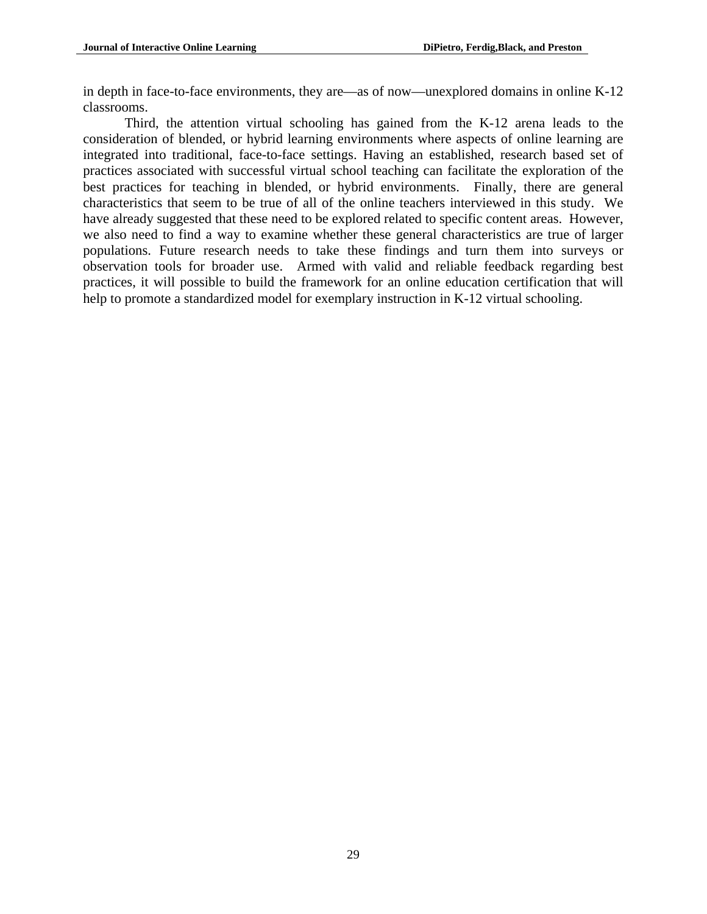in depth in face-to-face environments, they are—as of now—unexplored domains in online K-12 classrooms.

Third, the attention virtual schooling has gained from the K-12 arena leads to the consideration of blended, or hybrid learning environments where aspects of online learning are integrated into traditional, face-to-face settings. Having an established, research based set of practices associated with successful virtual school teaching can facilitate the exploration of the best practices for teaching in blended, or hybrid environments. Finally, there are general characteristics that seem to be true of all of the online teachers interviewed in this study. We have already suggested that these need to be explored related to specific content areas. However, we also need to find a way to examine whether these general characteristics are true of larger populations. Future research needs to take these findings and turn them into surveys or observation tools for broader use. Armed with valid and reliable feedback regarding best practices, it will possible to build the framework for an online education certification that will help to promote a standardized model for exemplary instruction in K-12 virtual schooling.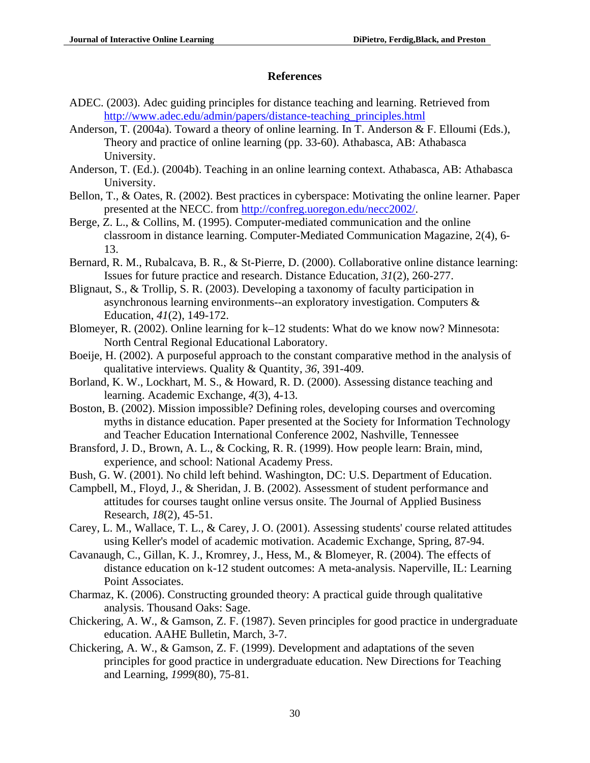## References

ADEC. (2003). Adec guiding principles for distance teaching and learning. Retrieved from http://www.adec.edu/admin/papers/distance-teaching_principles.html

Anderson, T. (2004a). Toward a theory of online learning. In T. Anderson & F. Elloumi (Eds.), Theory and practice of online learning (pp. 33-60). Athabasca, AB: Athabasca University.

Anderson, T. (Ed.). (2004b). Teaching in an online learning context. Athabasca, AB: Athabasca University.

Bellon, T., & Oates, R. (2002). Best practices in cyberspace: Motivating the online learner. Paper presented at the NECC. from http://confreg.uoregon.edu/necc2002/.

Berge, Z. L., & Collins, M. (1995). Computer-mediated communication and the online classroom in distance learning. Computer-Mediated Communication Magazine, 2(4), 6-13.

Bernard, R. M., Rubalcava, B. R., & St-Pierre, D. (2000). Collaborative online distance learning: Issues for future practice and research. Distance Education, *31*(2), 260-277.

Blignaut, S., & Trollip, S. R. (2003). Developing a taxonomy of faculty participation in asynchronous learning environments--an exploratory investigation. Computers & Education, *41*(2), 149-172.

Blomeyer, R. (2002). Online learning for k–12 students: What do we know now? Minnesota: North Central Regional Educational Laboratory.

Boeije, H. (2002). A purposeful approach to the constant comparative method in the analysis of qualitative interviews. Quality & Quantity, *36*, 391-409.

Borland, K. W., Lockhart, M. S., & Howard, R. D. (2000). Assessing distance teaching and learning. Academic Exchange, *4*(3), 4-13.

Boston, B. (2002). Mission impossible? Defining roles, developing courses and overcoming myths in distance education. Paper presented at the Society for Information Technology and Teacher Education International Conference 2002, Nashville, Tennessee

Bransford, J. D., Brown, A. L., & Cocking, R. R. (1999). How people learn: Brain, mind, experience, and school: National Academy Press.

Bush, G. W. (2001). No child left behind. Washington, DC: U.S. Department of Education.

Campbell, M., Floyd, J., & Sheridan, J. B. (2002). Assessment of student performance and attitudes for courses taught online versus onsite. The Journal of Applied Business Research, *18*(2), 45-51.

Carey, L. M., Wallace, T. L., & Carey, J. O. (2001). Assessing students' course related attitudes using Keller's model of academic motivation. Academic Exchange, Spring, 87-94.

Cavanaugh, C., Gillan, K. J., Kromrey, J., Hess, M., & Blomeyer, R. (2004). The effects of distance education on k-12 student outcomes: A meta-analysis. Naperville, IL: Learning Point Associates.

Charmaz, K. (2006). Constructing grounded theory: A practical guide through qualitative analysis. Thousand Oaks: Sage.

Chickering, A. W., & Gamson, Z. F. (1987). Seven principles for good practice in undergraduate education. AAHE Bulletin, March, 3-7.

Chickering, A. W., & Gamson, Z. F. (1999). Development and adaptations of the seven principles for good practice in undergraduate education. New Directions for Teaching and Learning, *1999*(80), 75-81.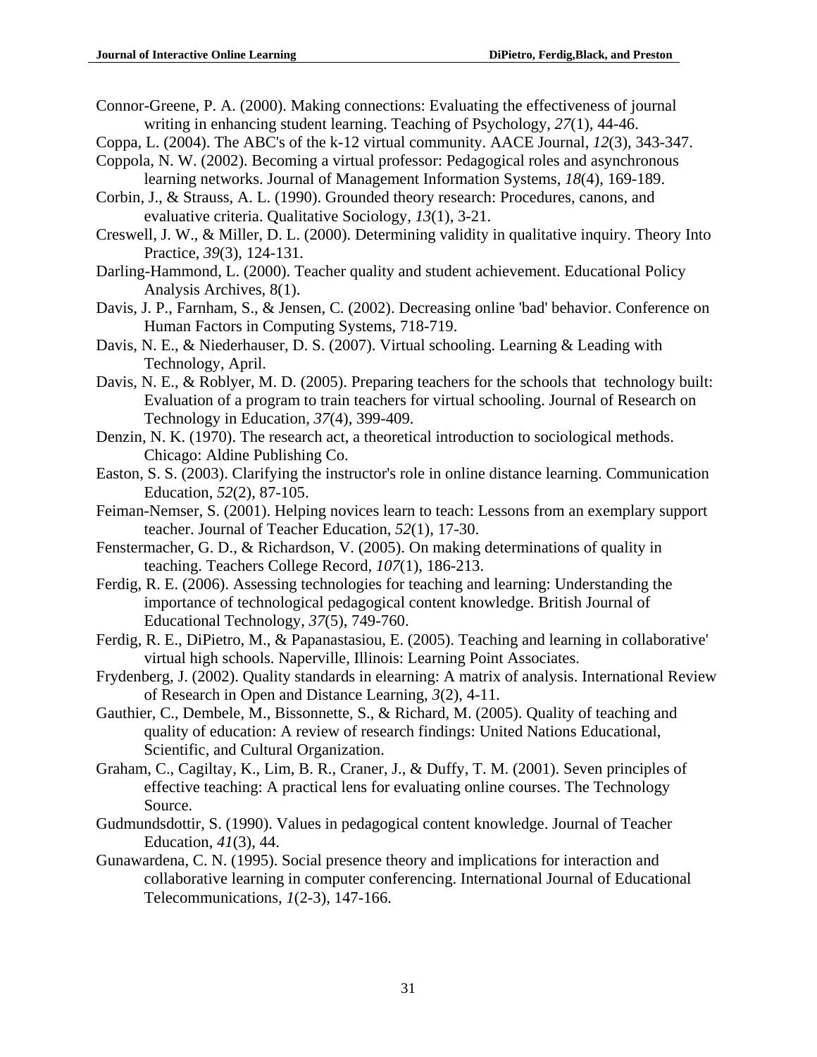Connor-Greene, P. A. (2000). Making connections: Evaluating the effectiveness of journal writing in enhancing student learning. Teaching of Psychology, *27*(1), 44-46.

Coppa, L. (2004). The ABC's of the k-12 virtual community. AACE Journal, *12*(3), 343-347.

Coppola, N. W. (2002). Becoming a virtual professor: Pedagogical roles and asynchronous learning networks. Journal of Management Information Systems, *18*(4), 169-189.

Corbin, J., & Strauss, A. L. (1990). Grounded theory research: Procedures, canons, and evaluative criteria. Qualitative Sociology, *13*(1), 3-21.

Creswell, J. W., & Miller, D. L. (2000). Determining validity in qualitative inquiry. Theory Into Practice, *39*(3), 124-131.

Darling-Hammond, L. (2000). Teacher quality and student achievement. Educational Policy Analysis Archives, 8(1).

Davis, J. P., Farnham, S., & Jensen, C. (2002). Decreasing online 'bad' behavior. Conference on Human Factors in Computing Systems, 718-719.

Davis, N. E., & Niederhauser, D. S. (2007). Virtual schooling. Learning & Leading with Technology, April.

Davis, N. E., & Roblyer, M. D. (2005). Preparing teachers for the schools that technology built: Evaluation of a program to train teachers for virtual schooling. Journal of Research on Technology in Education, *37*(4), 399-409.

Denzin, N. K. (1970). The research act, a theoretical introduction to sociological methods. Chicago: Aldine Publishing Co.

Easton, S. S. (2003). Clarifying the instructor's role in online distance learning. Communication Education, *52*(2), 87-105.

Feiman-Nemser, S. (2001). Helping novices learn to teach: Lessons from an exemplary support teacher. Journal of Teacher Education, *52*(1), 17-30.

Fenstermacher, G. D., & Richardson, V. (2005). On making determinations of quality in teaching. Teachers College Record, *107*(1), 186-213.

Ferdig, R. E. (2006). Assessing technologies for teaching and learning: Understanding the importance of technological pedagogical content knowledge. British Journal of Educational Technology, *37*(5), 749-760.

Ferdig, R. E., DiPietro, M., & Papanastasiou, E. (2005). Teaching and learning in collaborative' virtual high schools. Naperville, Illinois: Learning Point Associates.

Frydenberg, J. (2002). Quality standards in elearning: A matrix of analysis. International Review of Research in Open and Distance Learning, *3*(2), 4-11.

Gauthier, C., Dembele, M., Bissonnette, S., & Richard, M. (2005). Quality of teaching and quality of education: A review of research findings: United Nations Educational, Scientific, and Cultural Organization.

Graham, C., Cagiltay, K., Lim, B. R., Craner, J., & Duffy, T. M. (2001). Seven principles of effective teaching: A practical lens for evaluating online courses. The Technology Source.

Gudmundsdottir, S. (1990). Values in pedagogical content knowledge. Journal of Teacher Education, *41*(3), 44.

Gunawardena, C. N. (1995). Social presence theory and implications for interaction and collaborative learning in computer conferencing. International Journal of Educational Telecommunications, *1*(2-3), 147-166.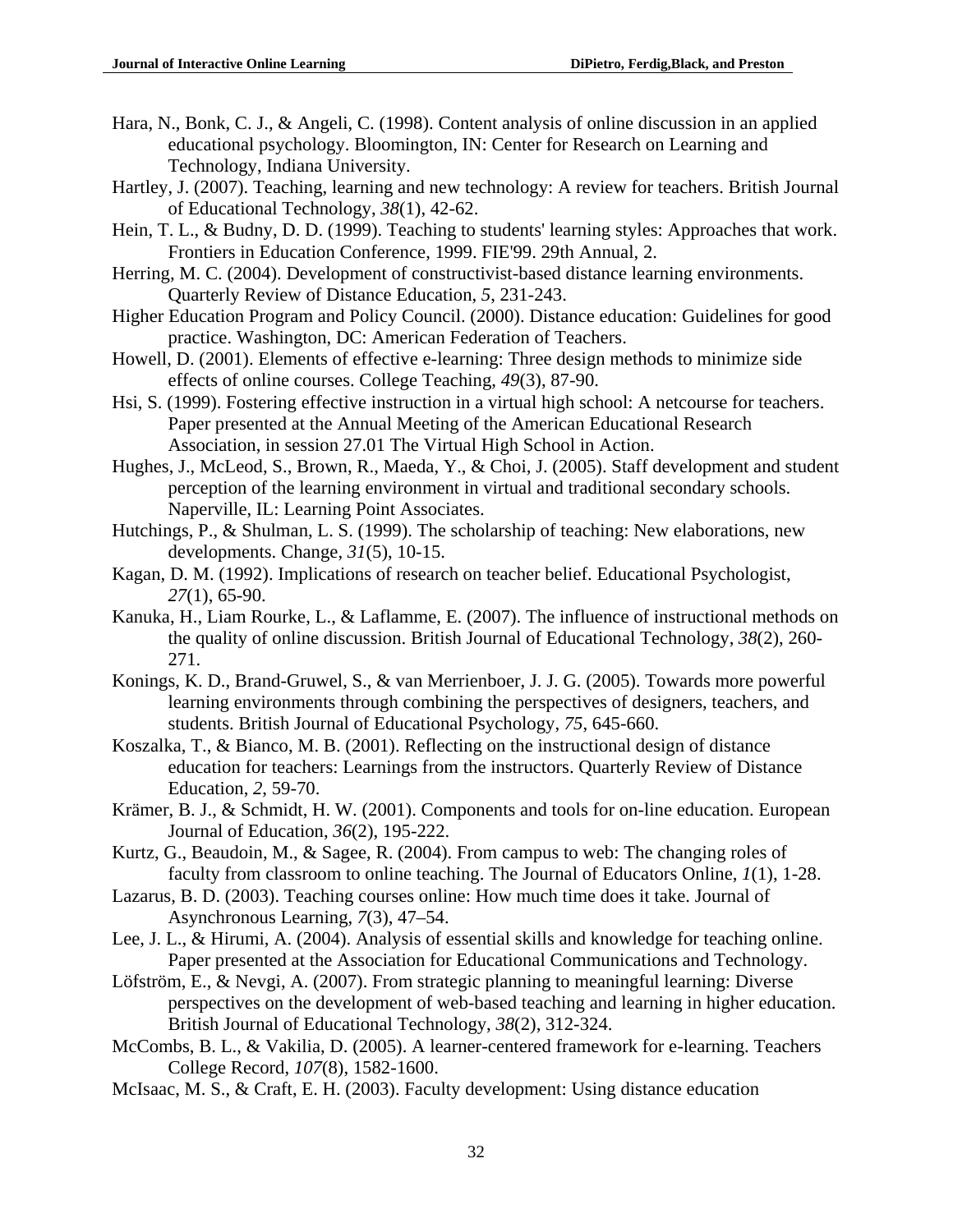Hara, N., Bonk, C. J., & Angeli, C. (1998). Content analysis of online discussion in an applied educational psychology. Bloomington, IN: Center for Research on Learning and Technology, Indiana University.

Hartley, J. (2007). Teaching, learning and new technology: A review for teachers. British Journal of Educational Technology, *38*(1), 42-62.

Hein, T. L., & Budny, D. D. (1999). Teaching to students' learning styles: Approaches that work. Frontiers in Education Conference, 1999. FIE'99. 29th Annual, 2.

Herring, M. C. (2004). Development of constructivist-based distance learning environments. Quarterly Review of Distance Education, *5*, 231-243.

Higher Education Program and Policy Council. (2000). Distance education: Guidelines for good practice. Washington, DC: American Federation of Teachers.

Howell, D. (2001). Elements of effective e-learning: Three design methods to minimize side effects of online courses. College Teaching, *49*(3), 87-90.

Hsi, S. (1999). Fostering effective instruction in a virtual high school: A netcourse for teachers. Paper presented at the Annual Meeting of the American Educational Research Association, in session 27.01 The Virtual High School in Action.

Hughes, J., McLeod, S., Brown, R., Maeda, Y., & Choi, J. (2005). Staff development and student perception of the learning environment in virtual and traditional secondary schools. Naperville, IL: Learning Point Associates.

Hutchings, P., & Shulman, L. S. (1999). The scholarship of teaching: New elaborations, new developments. Change, *31*(5), 10-15.

Kagan, D. M. (1992). Implications of research on teacher belief. Educational Psychologist, *27*(1), 65-90.

Kanuka, H., Liam Rourke, L., & Laflamme, E. (2007). The influence of instructional methods on the quality of online discussion. British Journal of Educational Technology, *38*(2), 260-271.

Konings, K. D., Brand-Gruwel, S., & van Merrienboer, J. J. G. (2005). Towards more powerful learning environments through combining the perspectives of designers, teachers, and students. British Journal of Educational Psychology, *75*, 645-660.

Koszalka, T., & Bianco, M. B. (2001). Reflecting on the instructional design of distance education for teachers: Learnings from the instructors. Quarterly Review of Distance Education, *2*, 59-70.

Krämer, B. J., & Schmidt, H. W. (2001). Components and tools for on-line education. European Journal of Education, *36*(2), 195-222.

Kurtz, G., Beaudoin, M., & Sagee, R. (2004). From campus to web: The changing roles of faculty from classroom to online teaching. The Journal of Educators Online, *1*(1), 1-28.

Lazarus, B. D. (2003). Teaching courses online: How much time does it take. Journal of Asynchronous Learning, *7*(3), 47–54.

Lee, J. L., & Hirumi, A. (2004). Analysis of essential skills and knowledge for teaching online. Paper presented at the Association for Educational Communications and Technology.

Löfström, E., & Nevgi, A. (2007). From strategic planning to meaningful learning: Diverse perspectives on the development of web-based teaching and learning in higher education. British Journal of Educational Technology, *38*(2), 312-324.

McCombs, B. L., & Vakilia, D. (2005). A learner-centered framework for e-learning. Teachers College Record, *107*(8), 1582-1600.

McIsaac, M. S., & Craft, E. H. (2003). Faculty development: Using distance education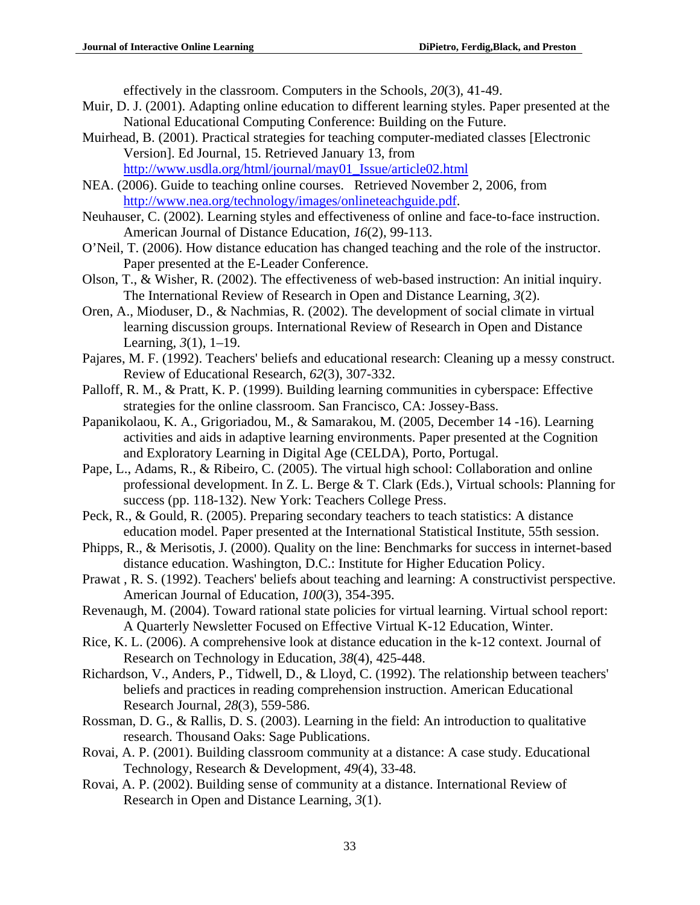effectively in the classroom. Computers in the Schools, *20*(3), 41-49.

Muir, D. J. (2001). Adapting online education to different learning styles. Paper presented at the National Educational Computing Conference: Building on the Future.

Muirhead, B. (2001). Practical strategies for teaching computer-mediated classes [Electronic Version]. Ed Journal, 15. Retrieved January 13, from http://www.usdla.org/html/journal/may01_Issue/article02.html

NEA. (2006). Guide to teaching online courses. Retrieved November 2, 2006, from http://www.nea.org/technology/images/onlineteachguide.pdf.

Neuhauser, C. (2002). Learning styles and effectiveness of online and face-to-face instruction. American Journal of Distance Education, *16*(2), 99-113.

O'Neil, T. (2006). How distance education has changed teaching and the role of the instructor. Paper presented at the E-Leader Conference.

Olson, T., & Wisher, R. (2002). The effectiveness of web-based instruction: An initial inquiry. The International Review of Research in Open and Distance Learning, *3*(2).

Oren, A., Mioduser, D., & Nachmias, R. (2002). The development of social climate in virtual learning discussion groups. International Review of Research in Open and Distance Learning, *3*(1), 1–19.

Pajares, M. F. (1992). Teachers' beliefs and educational research: Cleaning up a messy construct. Review of Educational Research, *62*(3), 307-332.

Palloff, R. M., & Pratt, K. P. (1999). Building learning communities in cyberspace: Effective strategies for the online classroom. San Francisco, CA: Jossey-Bass.

Papanikolaou, K. A., Grigoriadou, M., & Samarakou, M. (2005, December 14 -16). Learning activities and aids in adaptive learning environments. Paper presented at the Cognition and Exploratory Learning in Digital Age (CELDA), Porto, Portugal.

Pape, L., Adams, R., & Ribeiro, C. (2005). The virtual high school: Collaboration and online professional development. In Z. L. Berge & T. Clark (Eds.), Virtual schools: Planning for success (pp. 118-132). New York: Teachers College Press.

Peck, R., & Gould, R. (2005). Preparing secondary teachers to teach statistics: A distance education model. Paper presented at the International Statistical Institute, 55th session.

Phipps, R., & Merisotis, J. (2000). Quality on the line: Benchmarks for success in internet-based distance education. Washington, D.C.: Institute for Higher Education Policy.

Prawat , R. S. (1992). Teachers' beliefs about teaching and learning: A constructivist perspective. American Journal of Education, *100*(3), 354-395.

Revenaugh, M. (2004). Toward rational state policies for virtual learning. Virtual school report: A Quarterly Newsletter Focused on Effective Virtual K-12 Education, Winter.

Rice, K. L. (2006). A comprehensive look at distance education in the k-12 context. Journal of Research on Technology in Education, *38*(4), 425-448.

Richardson, V., Anders, P., Tidwell, D., & Lloyd, C. (1992). The relationship between teachers' beliefs and practices in reading comprehension instruction. American Educational Research Journal, *28*(3), 559-586.

Rossman, D. G., & Rallis, D. S. (2003). Learning in the field: An introduction to qualitative research. Thousand Oaks: Sage Publications.

Rovai, A. P. (2001). Building classroom community at a distance: A case study. Educational Technology, Research & Development, *49*(4), 33-48.

Rovai, A. P. (2002). Building sense of community at a distance. International Review of Research in Open and Distance Learning, *3*(1).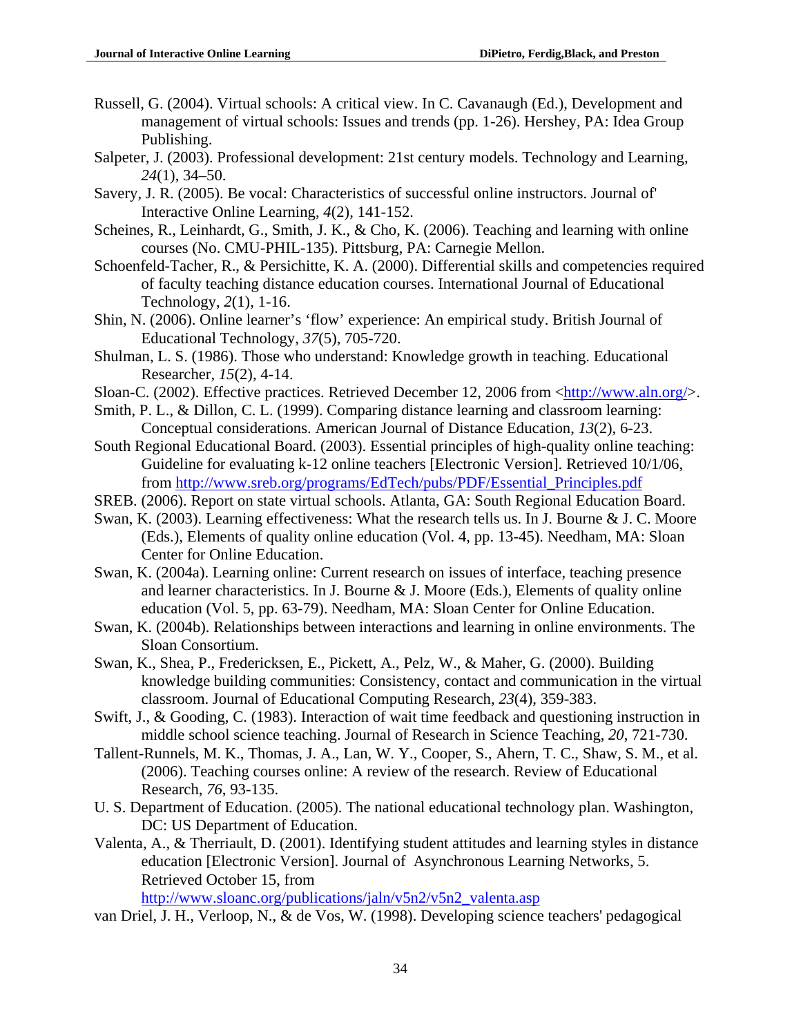Russell, G. (2004). Virtual schools: A critical view. In C. Cavanaugh (Ed.), Development and management of virtual schools: Issues and trends (pp. 1-26). Hershey, PA: Idea Group Publishing.

Salpeter, J. (2003). Professional development: 21st century models. Technology and Learning, *24*(1), 34–50.

Savery, J. R. (2005). Be vocal: Characteristics of successful online instructors. Journal of' Interactive Online Learning, *4*(2), 141-152.

Scheines, R., Leinhardt, G., Smith, J. K., & Cho, K. (2006). Teaching and learning with online courses (No. CMU-PHIL-135). Pittsburg, PA: Carnegie Mellon.

Schoenfeld-Tacher, R., & Persichitte, K. A. (2000). Differential skills and competencies required of faculty teaching distance education courses. International Journal of Educational Technology, *2*(1), 1-16.

Shin, N. (2006). Online learner's 'flow' experience: An empirical study. British Journal of Educational Technology, *37*(5), 705-720.

Shulman, L. S. (1986). Those who understand: Knowledge growth in teaching. Educational Researcher, *15*(2), 4-14.

Sloan-C. (2002). Effective practices. Retrieved December 12, 2006 from <http://www.aln.org/>.

Smith, P. L., & Dillon, C. L. (1999). Comparing distance learning and classroom learning: Conceptual considerations. American Journal of Distance Education, *13*(2), 6-23.

South Regional Educational Board. (2003). Essential principles of high-quality online teaching: Guideline for evaluating k-12 online teachers [Electronic Version]. Retrieved 10/1/06, from http://www.sreb.org/programs/EdTech/pubs/PDF/Essential_Principles.pdf

SREB. (2006). Report on state virtual schools. Atlanta, GA: South Regional Education Board.

Swan, K. (2003). Learning effectiveness: What the research tells us. In J. Bourne & J. C. Moore (Eds.), Elements of quality online education (Vol. 4, pp. 13-45). Needham, MA: Sloan Center for Online Education.

Swan, K. (2004a). Learning online: Current research on issues of interface, teaching presence and learner characteristics. In J. Bourne & J. Moore (Eds.), Elements of quality online education (Vol. 5, pp. 63-79). Needham, MA: Sloan Center for Online Education.

Swan, K. (2004b). Relationships between interactions and learning in online environments. The Sloan Consortium.

Swan, K., Shea, P., Fredericksen, E., Pickett, A., Pelz, W., & Maher, G. (2000). Building knowledge building communities: Consistency, contact and communication in the virtual classroom. Journal of Educational Computing Research, *23*(4), 359-383.

Swift, J., & Gooding, C. (1983). Interaction of wait time feedback and questioning instruction in middle school science teaching. Journal of Research in Science Teaching, *20*, 721-730.

Tallent-Runnels, M. K., Thomas, J. A., Lan, W. Y., Cooper, S., Ahern, T. C., Shaw, S. M., et al. (2006). Teaching courses online: A review of the research. Review of Educational Research, *76*, 93-135.

U. S. Department of Education. (2005). The national educational technology plan. Washington, DC: US Department of Education.

Valenta, A., & Therriault, D. (2001). Identifying student attitudes and learning styles in distance education [Electronic Version]. Journal of Asynchronous Learning Networks, 5. Retrieved October 15, from http://www.sloanc.org/publications/jaln/v5n2/v5n2_valenta.asp

van Driel, J. H., Verloop, N., & de Vos, W. (1998). Developing science teachers' pedagogical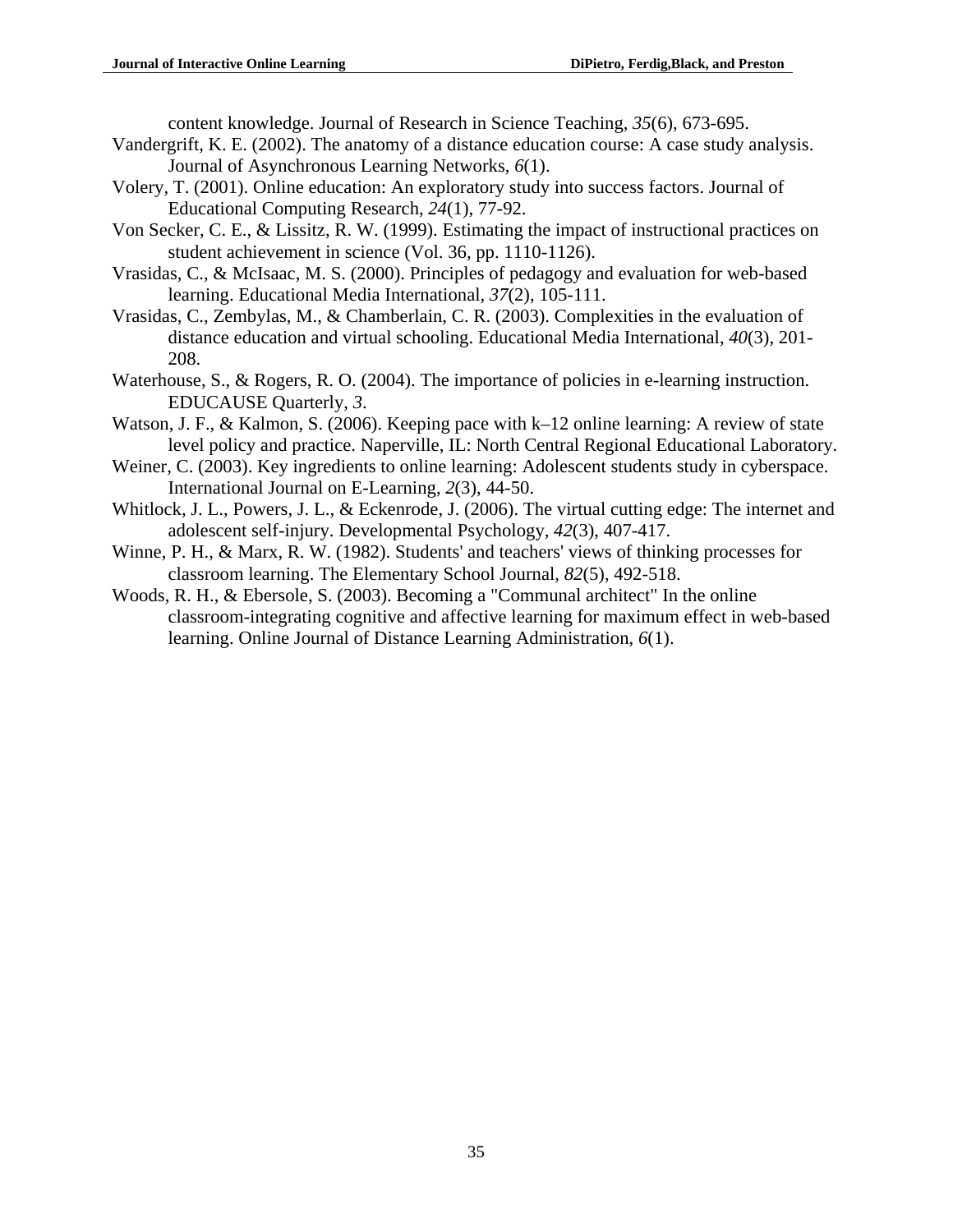content knowledge. Journal of Research in Science Teaching, *35*(6), 673-695.

Vandergrift, K. E. (2002). The anatomy of a distance education course: A case study analysis. Journal of Asynchronous Learning Networks, *6*(1).

Volery, T. (2001). Online education: An exploratory study into success factors. Journal of Educational Computing Research, *24*(1), 77-92.

Von Secker, C. E., & Lissitz, R. W. (1999). Estimating the impact of instructional practices on student achievement in science (Vol. 36, pp. 1110-1126).

Vrasidas, C., & McIsaac, M. S. (2000). Principles of pedagogy and evaluation for web-based learning. Educational Media International, *37*(2), 105-111.

Vrasidas, C., Zembylas, M., & Chamberlain, C. R. (2003). Complexities in the evaluation of distance education and virtual schooling. Educational Media International, *40*(3), 201-208.

Waterhouse, S., & Rogers, R. O. (2004). The importance of policies in e-learning instruction. EDUCAUSE Quarterly, *3*.

Watson, J. F., & Kalmon, S. (2006). Keeping pace with k–12 online learning: A review of state level policy and practice. Naperville, IL: North Central Regional Educational Laboratory.

Weiner, C. (2003). Key ingredients to online learning: Adolescent students study in cyberspace. International Journal on E-Learning, *2*(3), 44-50.

Whitlock, J. L., Powers, J. L., & Eckenrode, J. (2006). The virtual cutting edge: The internet and adolescent self-injury. Developmental Psychology, *42*(3), 407-417.

Winne, P. H., & Marx, R. W. (1982). Students' and teachers' views of thinking processes for classroom learning. The Elementary School Journal, *82*(5), 492-518.

Woods, R. H., & Ebersole, S. (2003). Becoming a "Communal architect" In the online classroom-integrating cognitive and affective learning for maximum effect in web-based learning. Online Journal of Distance Learning Administration, *6*(1).